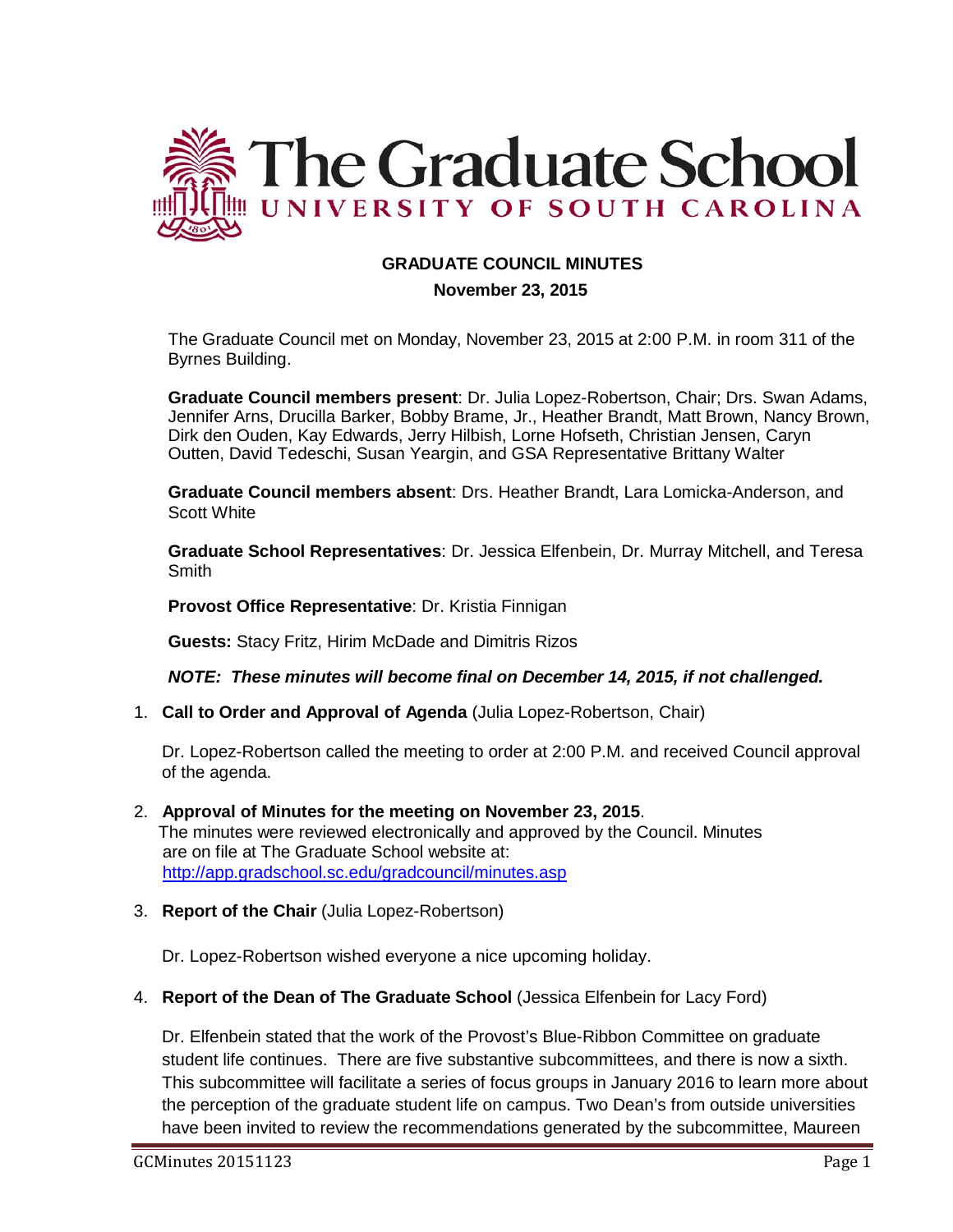# The Graduate School
## UNIVERSITY OF SOUTH CAROLINA

**GRADUATE COUNCIL MINUTES**

**November 23, 2015**

The Graduate Council met on Monday, November 23, 2015 at 2:00 P.M. in room 311 of the Byrnes Building.

**Graduate Council members present**: Dr. Julia Lopez-Robertson, Chair; Drs. Swan Adams, Jennifer Arns, Drucilla Barker, Bobby Brame, Jr., Heather Brandt, Matt Brown, Nancy Brown, Dirk den Ouden, Kay Edwards, Jerry Hilbish, Lorne Hofseth, Christian Jensen, Caryn Outten, David Tedeschi, Susan Yeargin, and GSA Representative Brittany Walter

**Graduate Council members absent**: Drs. Heather Brandt, Lara Lomicka-Anderson, and Scott White

**Graduate School Representatives**: Dr. Jessica Elfenbein, Dr. Murray Mitchell, and Teresa Smith

**Provost Office Representative**: Dr. Kristia Finnigan

**Guests:** Stacy Fritz, Hirim McDade and Dimitris Rizos

***NOTE: These minutes will become final on December 14, 2015, if not challenged.***

1. **Call to Order and Approval of Agenda** (Julia Lopez-Robertson, Chair)

   Dr. Lopez-Robertson called the meeting to order at 2:00 P.M. and received Council approval of the agenda.

2. **Approval of Minutes for the meeting on November 23, 2015**.
   The minutes were reviewed electronically and approved by the Council. Minutes are on file at The Graduate School website at: http://app.gradschool.sc.edu/gradcouncil/minutes.asp

3. **Report of the Chair** (Julia Lopez-Robertson)

   Dr. Lopez-Robertson wished everyone a nice upcoming holiday.

4. **Report of the Dean of The Graduate School** (Jessica Elfenbein for Lacy Ford)

   Dr. Elfenbein stated that the work of the Provost's Blue-Ribbon Committee on graduate student life continues. There are five substantive subcommittees, and there is now a sixth. This subcommittee will facilitate a series of focus groups in January 2016 to learn more about the perception of the graduate student life on campus. Two Dean's from outside universities have been invited to review the recommendations generated by the subcommittee, Maureen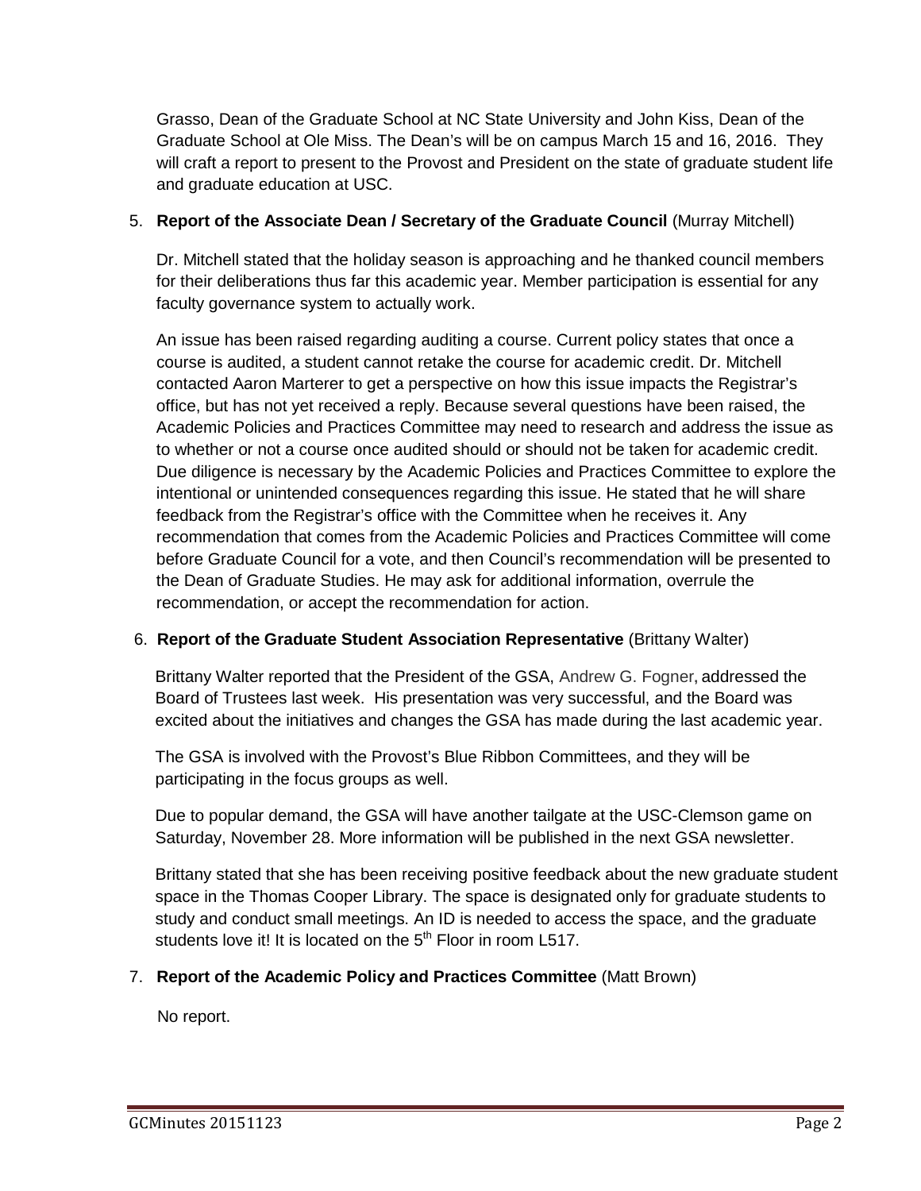Grasso, Dean of the Graduate School at NC State University and John Kiss, Dean of the Graduate School at Ole Miss. The Dean's will be on campus March 15 and 16, 2016. They will craft a report to present to the Provost and President on the state of graduate student life and graduate education at USC.

5. **Report of the Associate Dean / Secretary of the Graduate Council** (Murray Mitchell)

   Dr. Mitchell stated that the holiday season is approaching and he thanked council members for their deliberations thus far this academic year. Member participation is essential for any faculty governance system to actually work.

   An issue has been raised regarding auditing a course. Current policy states that once a course is audited, a student cannot retake the course for academic credit. Dr. Mitchell contacted Aaron Marterer to get a perspective on how this issue impacts the Registrar's office, but has not yet received a reply. Because several questions have been raised, the Academic Policies and Practices Committee may need to research and address the issue as to whether or not a course once audited should or should not be taken for academic credit. Due diligence is necessary by the Academic Policies and Practices Committee to explore the intentional or unintended consequences regarding this issue. He stated that he will share feedback from the Registrar's office with the Committee when he receives it. Any recommendation that comes from the Academic Policies and Practices Committee will come before Graduate Council for a vote, and then Council's recommendation will be presented to the Dean of Graduate Studies. He may ask for additional information, overrule the recommendation, or accept the recommendation for action.

6. **Report of the Graduate Student Association Representative** (Brittany Walter)

   Brittany Walter reported that the President of the GSA, Andrew G. Fogner, addressed the Board of Trustees last week. His presentation was very successful, and the Board was excited about the initiatives and changes the GSA has made during the last academic year.

   The GSA is involved with the Provost's Blue Ribbon Committees, and they will be participating in the focus groups as well.

   Due to popular demand, the GSA will have another tailgate at the USC-Clemson game on Saturday, November 28. More information will be published in the next GSA newsletter.

   Brittany stated that she has been receiving positive feedback about the new graduate student space in the Thomas Cooper Library. The space is designated only for graduate students to study and conduct small meetings. An ID is needed to access the space, and the graduate students love it! It is located on the 5th Floor in room L517.

7. **Report of the Academic Policy and Practices Committee** (Matt Brown)

   No report.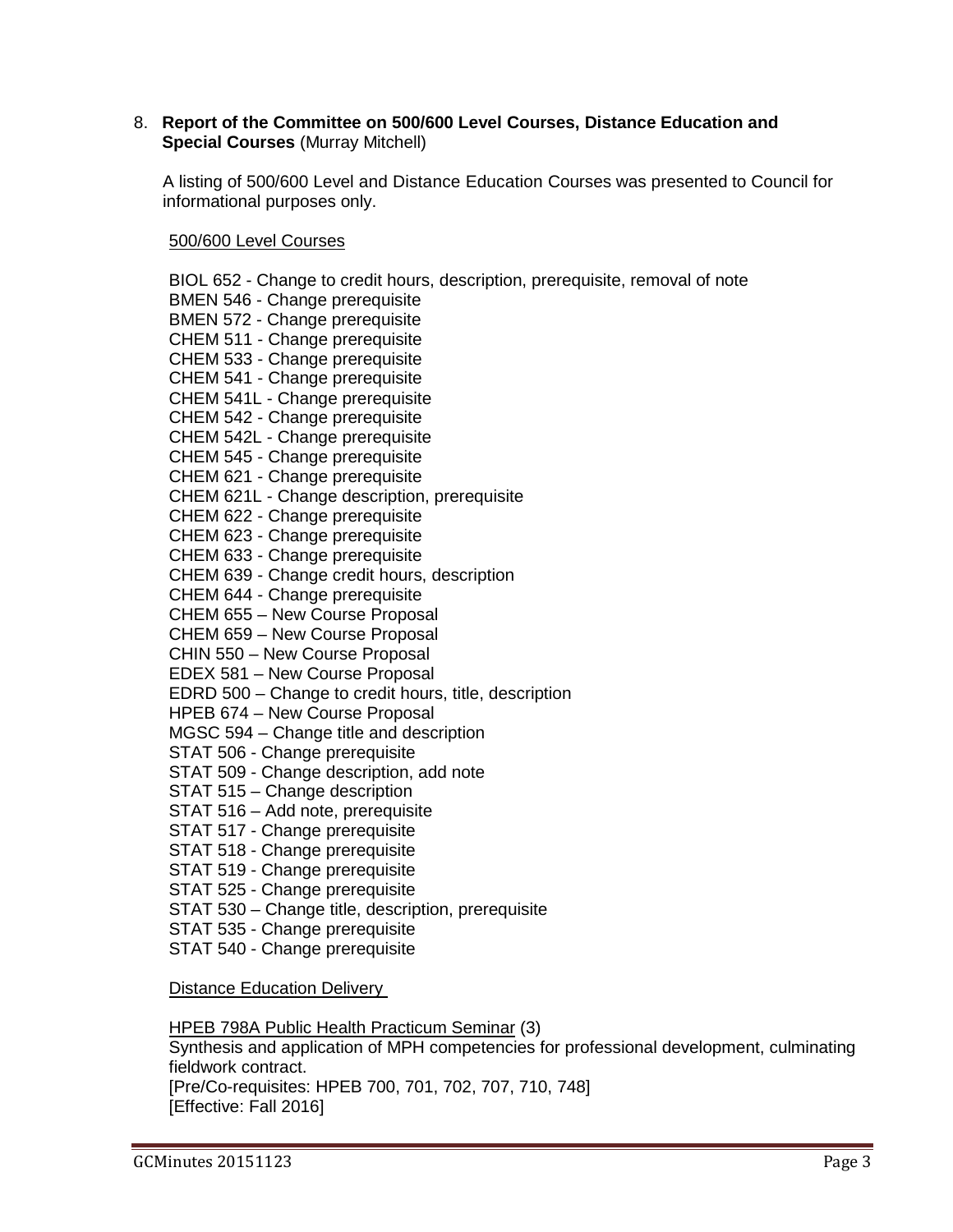8. **Report of the Committee on 500/600 Level Courses, Distance Education and Special Courses** (Murray Mitchell)

A listing of 500/600 Level and Distance Education Courses was presented to Council for informational purposes only.

500/600 Level Courses

BIOL 652 - Change to credit hours, description, prerequisite, removal of note
BMEN 546 - Change prerequisite
BMEN 572 - Change prerequisite
CHEM 511 - Change prerequisite
CHEM 533 - Change prerequisite
CHEM 541 - Change prerequisite
CHEM 541L - Change prerequisite
CHEM 542 - Change prerequisite
CHEM 542L - Change prerequisite
CHEM 545 - Change prerequisite
CHEM 621 - Change prerequisite
CHEM 621L - Change description, prerequisite
CHEM 622 - Change prerequisite
CHEM 623 - Change prerequisite
CHEM 633 - Change prerequisite
CHEM 639 - Change credit hours, description
CHEM 644 - Change prerequisite
CHEM 655 – New Course Proposal
CHEM 659 – New Course Proposal
CHIN 550 – New Course Proposal
EDEX 581 – New Course Proposal
EDRD 500 – Change to credit hours, title, description
HPEB 674 – New Course Proposal
MGSC 594 – Change title and description
STAT 506 - Change prerequisite
STAT 509 - Change description, add note
STAT 515 – Change description
STAT 516 – Add note, prerequisite
STAT 517 - Change prerequisite
STAT 518 - Change prerequisite
STAT 519 - Change prerequisite
STAT 525 - Change prerequisite
STAT 530 – Change title, description, prerequisite
STAT 535 - Change prerequisite
STAT 540 - Change prerequisite

Distance Education Delivery

HPEB 798A Public Health Practicum Seminar (3)
Synthesis and application of MPH competencies for professional development, culminating fieldwork contract.
[Pre/Co-requisites: HPEB 700, 701, 702, 707, 710, 748]
[Effective: Fall 2016]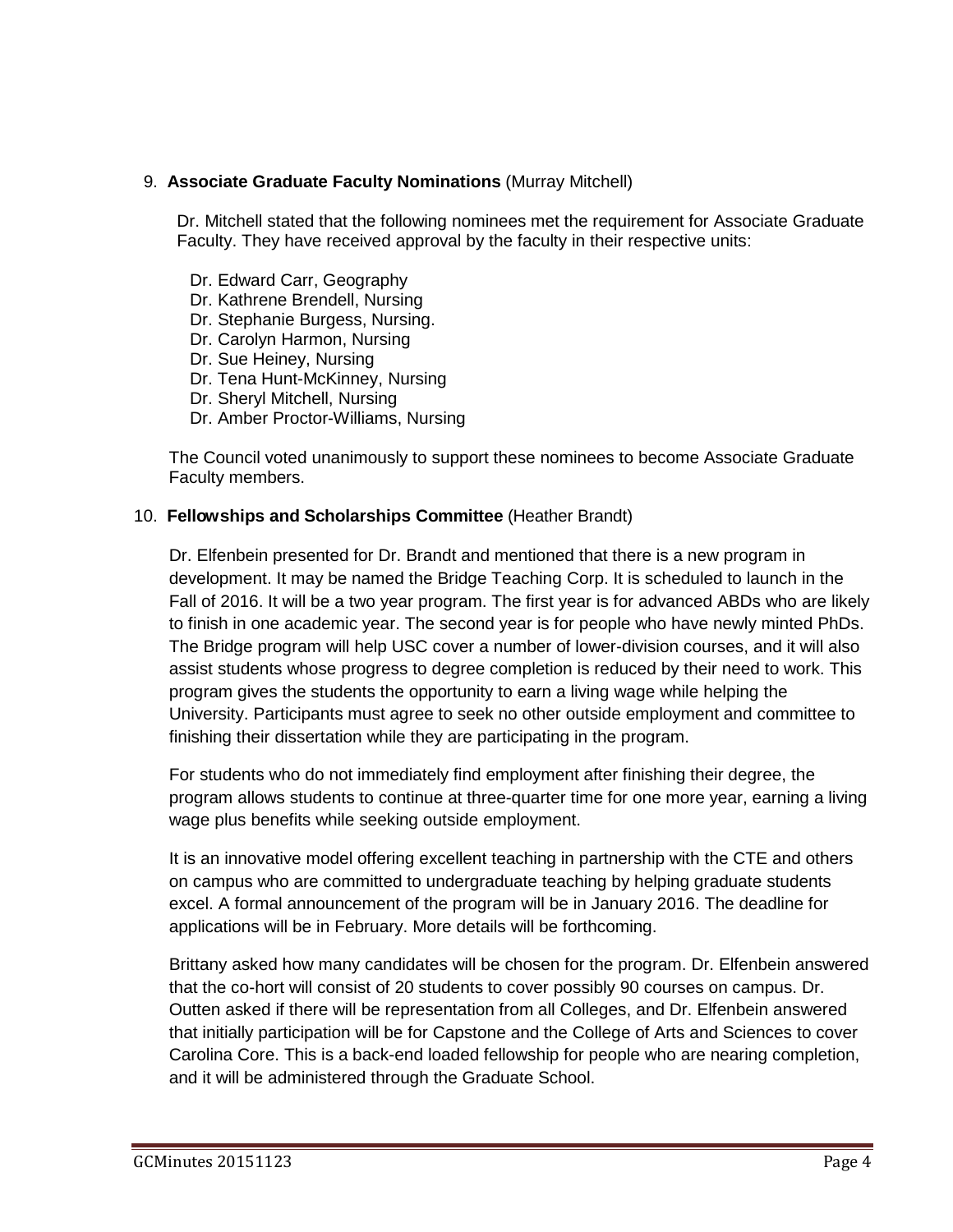9. **Associate Graduate Faculty Nominations** (Murray Mitchell)

   Dr. Mitchell stated that the following nominees met the requirement for Associate Graduate Faculty. They have received approval by the faculty in their respective units:

   Dr. Edward Carr, Geography
   Dr. Kathrene Brendell, Nursing
   Dr. Stephanie Burgess, Nursing.
   Dr. Carolyn Harmon, Nursing
   Dr. Sue Heiney, Nursing
   Dr. Tena Hunt-McKinney, Nursing
   Dr. Sheryl Mitchell, Nursing
   Dr. Amber Proctor-Williams, Nursing

   The Council voted unanimously to support these nominees to become Associate Graduate Faculty members.

10. **Fellowships and Scholarships Committee** (Heather Brandt)

   Dr. Elfenbein presented for Dr. Brandt and mentioned that there is a new program in development. It may be named the Bridge Teaching Corp. It is scheduled to launch in the Fall of 2016. It will be a two year program. The first year is for advanced ABDs who are likely to finish in one academic year. The second year is for people who have newly minted PhDs. The Bridge program will help USC cover a number of lower-division courses, and it will also assist students whose progress to degree completion is reduced by their need to work. This program gives the students the opportunity to earn a living wage while helping the University. Participants must agree to seek no other outside employment and committee to finishing their dissertation while they are participating in the program.

   For students who do not immediately find employment after finishing their degree, the program allows students to continue at three-quarter time for one more year, earning a living wage plus benefits while seeking outside employment.

   It is an innovative model offering excellent teaching in partnership with the CTE and others on campus who are committed to undergraduate teaching by helping graduate students excel. A formal announcement of the program will be in January 2016. The deadline for applications will be in February. More details will be forthcoming.

   Brittany asked how many candidates will be chosen for the program. Dr. Elfenbein answered that the co-hort will consist of 20 students to cover possibly 90 courses on campus. Dr. Outten asked if there will be representation from all Colleges, and Dr. Elfenbein answered that initially participation will be for Capstone and the College of Arts and Sciences to cover Carolina Core. This is a back-end loaded fellowship for people who are nearing completion, and it will be administered through the Graduate School.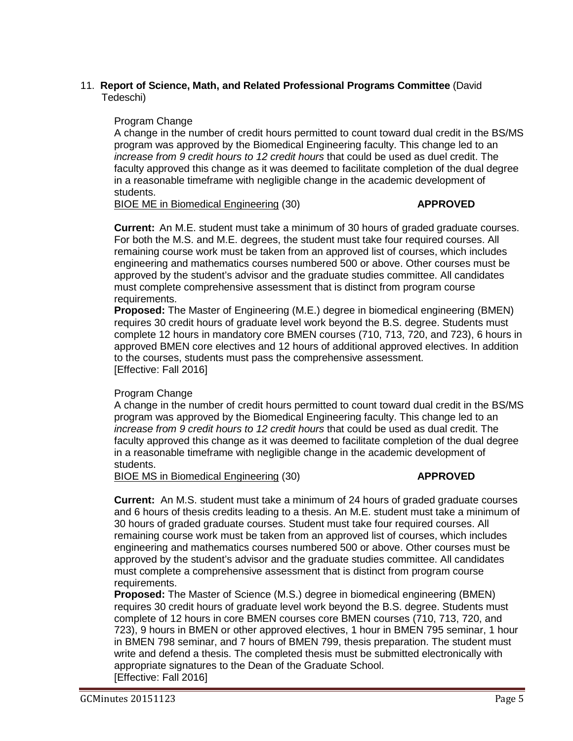11. **Report of Science, Math, and Related Professional Programs Committee** (David Tedeschi)

Program Change

A change in the number of credit hours permitted to count toward dual credit in the BS/MS program was approved by the Biomedical Engineering faculty. This change led to an *increase from 9 credit hours to 12 credit hours* that could be used as duel credit. The faculty approved this change as it was deemed to facilitate completion of the dual degree in a reasonable timeframe with negligible change in the academic development of students.

BIOE ME in Biomedical Engineering (30) **APPROVED**

**Current:** An M.E. student must take a minimum of 30 hours of graded graduate courses. For both the M.S. and M.E. degrees, the student must take four required courses. All remaining course work must be taken from an approved list of courses, which includes engineering and mathematics courses numbered 500 or above. Other courses must be approved by the student's advisor and the graduate studies committee. All candidates must complete comprehensive assessment that is distinct from program course requirements.

**Proposed:** The Master of Engineering (M.E.) degree in biomedical engineering (BMEN) requires 30 credit hours of graduate level work beyond the B.S. degree. Students must complete 12 hours in mandatory core BMEN courses (710, 713, 720, and 723), 6 hours in approved BMEN core electives and 12 hours of additional approved electives. In addition to the courses, students must pass the comprehensive assessment.

[Effective: Fall 2016]

Program Change

A change in the number of credit hours permitted to count toward dual credit in the BS/MS program was approved by the Biomedical Engineering faculty. This change led to an *increase from 9 credit hours to 12 credit hours* that could be used as dual credit. The faculty approved this change as it was deemed to facilitate completion of the dual degree in a reasonable timeframe with negligible change in the academic development of students.

BIOE MS in Biomedical Engineering (30) **APPROVED**

**Current:** An M.S. student must take a minimum of 24 hours of graded graduate courses and 6 hours of thesis credits leading to a thesis. An M.E. student must take a minimum of 30 hours of graded graduate courses. Student must take four required courses. All remaining course work must be taken from an approved list of courses, which includes engineering and mathematics courses numbered 500 or above. Other courses must be approved by the student's advisor and the graduate studies committee. All candidates must complete a comprehensive assessment that is distinct from program course requirements.

**Proposed:** The Master of Science (M.S.) degree in biomedical engineering (BMEN) requires 30 credit hours of graduate level work beyond the B.S. degree. Students must complete of 12 hours in core BMEN courses core BMEN courses (710, 713, 720, and 723), 9 hours in BMEN or other approved electives, 1 hour in BMEN 795 seminar, 1 hour in BMEN 798 seminar, and 7 hours of BMEN 799, thesis preparation. The student must write and defend a thesis. The completed thesis must be submitted electronically with appropriate signatures to the Dean of the Graduate School.

[Effective: Fall 2016]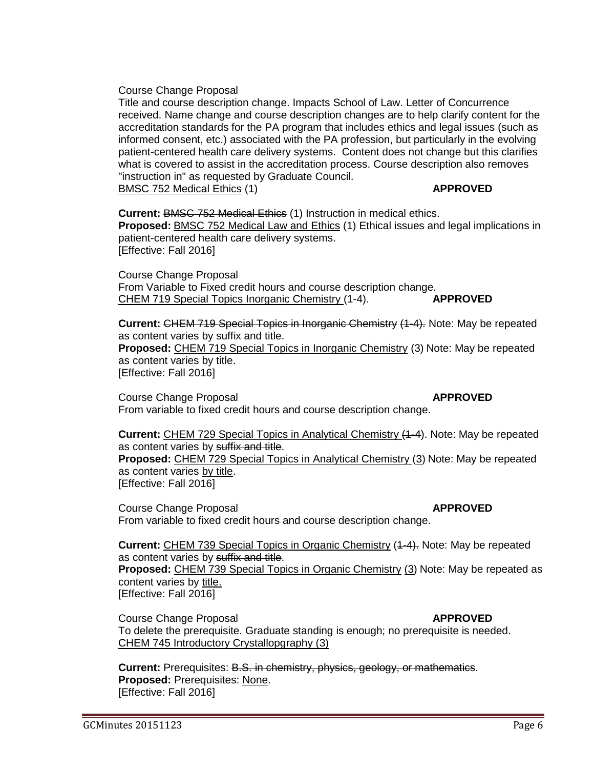Course Change Proposal
Title and course description change. Impacts School of Law. Letter of Concurrence received. Name change and course description changes are to help clarify content for the accreditation standards for the PA program that includes ethics and legal issues (such as informed consent, etc.) associated with the PA profession, but particularly in the evolving patient-centered health care delivery systems. Content does not change but this clarifies what is covered to assist in the accreditation process. Course description also removes "instruction in" as requested by Graduate Council.
BMSC 752 Medical Ethics (1) **APPROVED**

**Current:** ~~BMSC 752 Medical Ethics~~ (1) Instruction in medical ethics.
**Proposed:** BMSC 752 Medical Law and Ethics (1) Ethical issues and legal implications in patient-centered health care delivery systems.
[Effective: Fall 2016]

Course Change Proposal
From Variable to Fixed credit hours and course description change.
CHEM 719 Special Topics Inorganic Chemistry (1-4). **APPROVED**

**Current:** ~~CHEM 719 Special Topics in Inorganic Chemistry (1-4).~~ Note: May be repeated as content varies by suffix and title.
**Proposed:** CHEM 719 Special Topics in Inorganic Chemistry (3) Note: May be repeated as content varies by title.
[Effective: Fall 2016]

Course Change Proposal **APPROVED**
From variable to fixed credit hours and course description change.

**Current:** CHEM 729 Special Topics in Analytical Chemistry (~~1-4~~). Note: May be repeated as content varies by ~~suffix and title~~.
**Proposed:** CHEM 729 Special Topics in Analytical Chemistry (3) Note: May be repeated as content varies by title.
[Effective: Fall 2016]

Course Change Proposal **APPROVED**
From variable to fixed credit hours and course description change.

**Current:** CHEM 739 Special Topics in Organic Chemistry (~~1-4).~~ Note: May be repeated as content varies by ~~suffix and title~~.
**Proposed:** CHEM 739 Special Topics in Organic Chemistry (3) Note: May be repeated as content varies by title.
[Effective: Fall 2016]

Course Change Proposal **APPROVED**
To delete the prerequisite. Graduate standing is enough; no prerequisite is needed.
CHEM 745 Introductory Crystallopgraphy (3)

**Current:** Prerequisites: ~~B.S. in chemistry, physics, geology, or mathematics~~.
**Proposed:** Prerequisites: None.
[Effective: Fall 2016]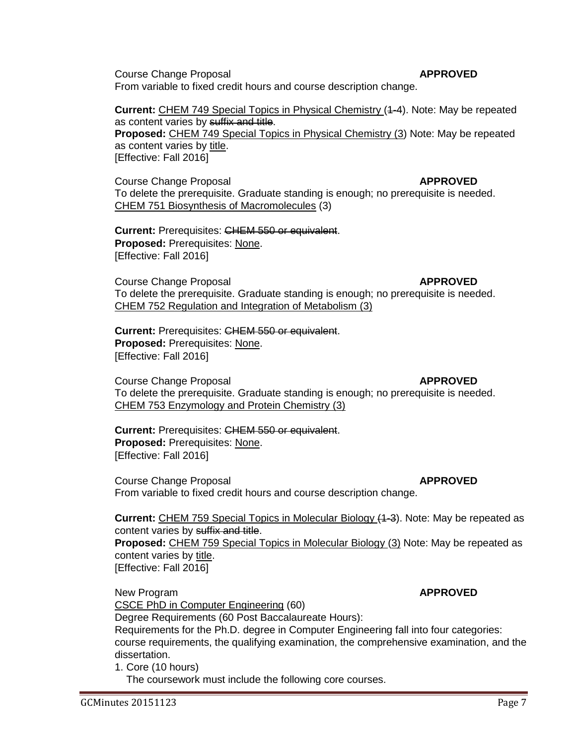Course Change Proposal **APPROVED**
From variable to fixed credit hours and course description change.

**Current:** CHEM 749 Special Topics in Physical Chemistry (~~1-4~~). Note: May be repeated as content varies by ~~suffix and title~~.
**Proposed:** CHEM 749 Special Topics in Physical Chemistry (3) Note: May be repeated as content varies by title.
[Effective: Fall 2016]

Course Change Proposal **APPROVED**
To delete the prerequisite. Graduate standing is enough; no prerequisite is needed.
CHEM 751 Biosynthesis of Macromolecules (3)

**Current:** Prerequisites: ~~CHEM 550 or equivalent~~.
**Proposed:** Prerequisites: None.
[Effective: Fall 2016]

Course Change Proposal **APPROVED**
To delete the prerequisite. Graduate standing is enough; no prerequisite is needed.
CHEM 752 Regulation and Integration of Metabolism (3)

**Current:** Prerequisites: ~~CHEM 550 or equivalent~~.
**Proposed:** Prerequisites: None.
[Effective: Fall 2016]

Course Change Proposal **APPROVED**
To delete the prerequisite. Graduate standing is enough; no prerequisite is needed.
CHEM 753 Enzymology and Protein Chemistry (3)

**Current:** Prerequisites: ~~CHEM 550 or equivalent~~.
**Proposed:** Prerequisites: None.
[Effective: Fall 2016]

Course Change Proposal **APPROVED**
From variable to fixed credit hours and course description change.

**Current:** CHEM 759 Special Topics in Molecular Biology (~~1-3~~). Note: May be repeated as content varies by ~~suffix and title~~.
**Proposed:** CHEM 759 Special Topics in Molecular Biology (3) Note: May be repeated as content varies by title.
[Effective: Fall 2016]

New Program **APPROVED**
CSCE PhD in Computer Engineering (60)
Degree Requirements (60 Post Baccalaureate Hours):
Requirements for the Ph.D. degree in Computer Engineering fall into four categories: course requirements, the qualifying examination, the comprehensive examination, and the dissertation.

1. Core (10 hours)
   The coursework must include the following core courses.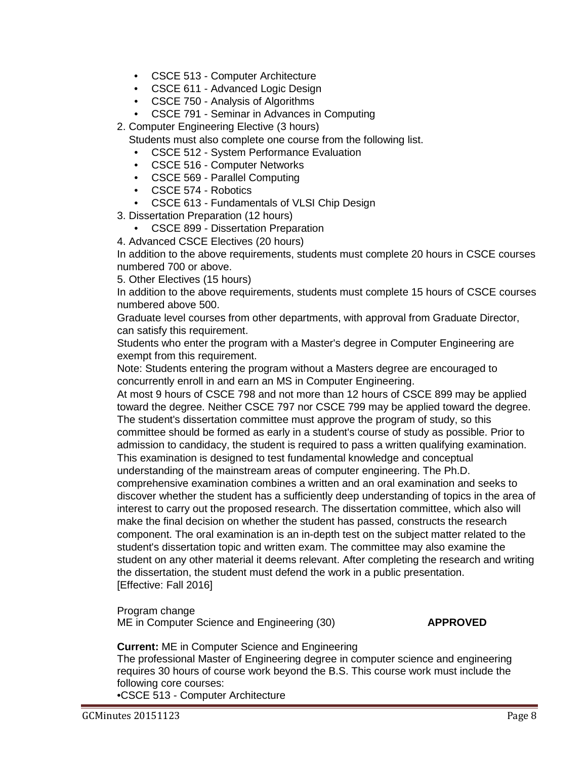- CSCE 513 - Computer Architecture
- CSCE 611 - Advanced Logic Design
- CSCE 750 - Analysis of Algorithms
- CSCE 791 - Seminar in Advances in Computing

2. Computer Engineering Elective (3 hours)
   Students must also complete one course from the following list.
   - CSCE 512 - System Performance Evaluation
   - CSCE 516 - Computer Networks
   - CSCE 569 - Parallel Computing
   - CSCE 574 - Robotics
   - CSCE 613 - Fundamentals of VLSI Chip Design
3. Dissertation Preparation (12 hours)
   - CSCE 899 - Dissertation Preparation
4. Advanced CSCE Electives (20 hours)

In addition to the above requirements, students must complete 20 hours in CSCE courses numbered 700 or above.

5. Other Electives (15 hours)

In addition to the above requirements, students must complete 15 hours of CSCE courses numbered above 500.

Graduate level courses from other departments, with approval from Graduate Director, can satisfy this requirement.

Students who enter the program with a Master's degree in Computer Engineering are exempt from this requirement.

Note: Students entering the program without a Masters degree are encouraged to concurrently enroll in and earn an MS in Computer Engineering.

At most 9 hours of CSCE 798 and not more than 12 hours of CSCE 899 may be applied toward the degree. Neither CSCE 797 nor CSCE 799 may be applied toward the degree. The student's dissertation committee must approve the program of study, so this committee should be formed as early in a student's course of study as possible. Prior to admission to candidacy, the student is required to pass a written qualifying examination. This examination is designed to test fundamental knowledge and conceptual understanding of the mainstream areas of computer engineering. The Ph.D. comprehensive examination combines a written and an oral examination and seeks to discover whether the student has a sufficiently deep understanding of topics in the area of interest to carry out the proposed research. The dissertation committee, which also will make the final decision on whether the student has passed, constructs the research component. The oral examination is an in-depth test on the subject matter related to the student's dissertation topic and written exam. The committee may also examine the student on any other material it deems relevant. After completing the research and writing the dissertation, the student must defend the work in a public presentation.
[Effective: Fall 2016]

Program change
ME in Computer Science and Engineering (30) **APPROVED**

**Current:** ME in Computer Science and Engineering
The professional Master of Engineering degree in computer science and engineering requires 30 hours of course work beyond the B.S. This course work must include the following core courses:
•CSCE 513 - Computer Architecture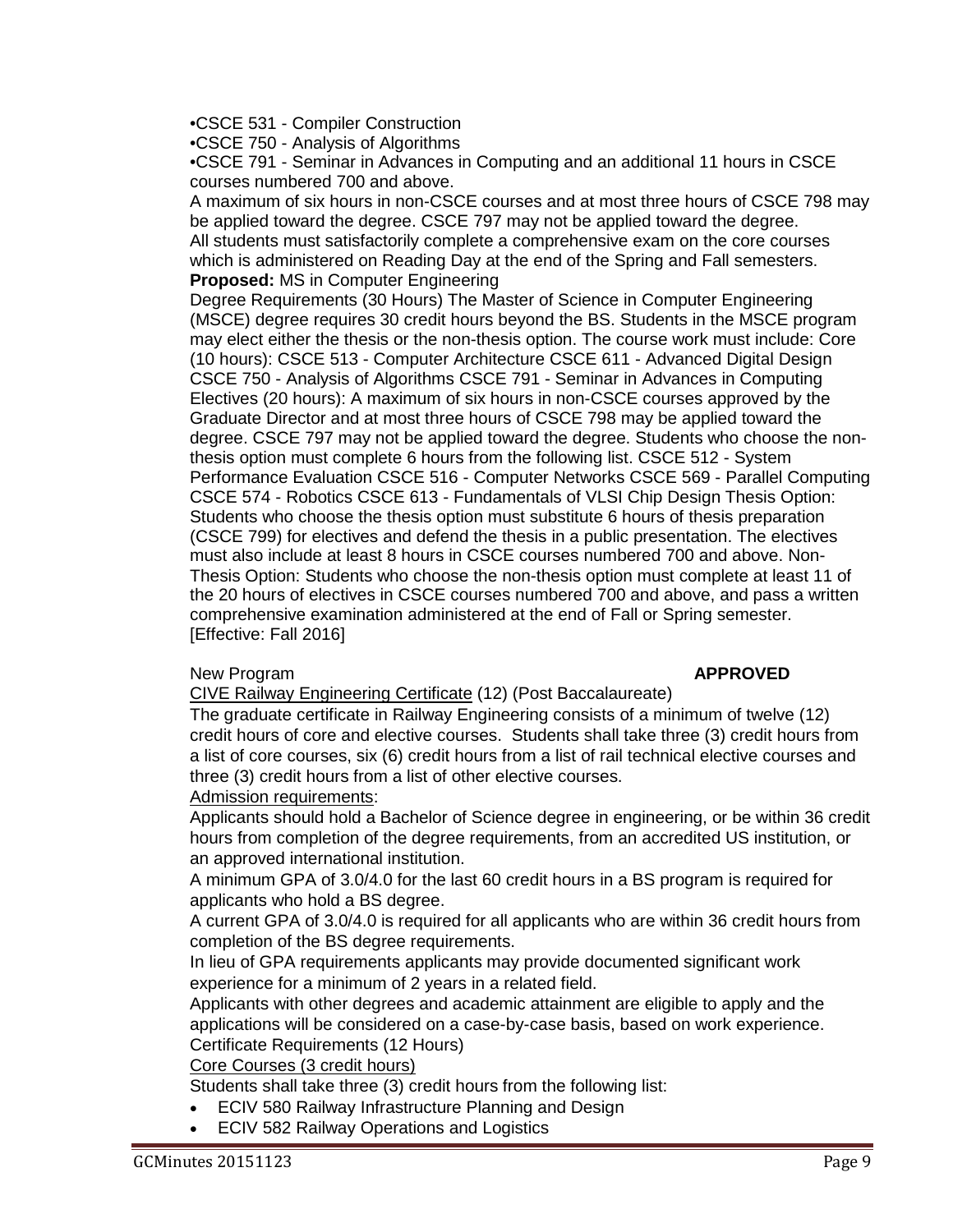•CSCE 531 - Compiler Construction
•CSCE 750 - Analysis of Algorithms
•CSCE 791 - Seminar in Advances in Computing and an additional 11 hours in CSCE courses numbered 700 and above.
A maximum of six hours in non-CSCE courses and at most three hours of CSCE 798 may be applied toward the degree. CSCE 797 may not be applied toward the degree.
All students must satisfactorily complete a comprehensive exam on the core courses which is administered on Reading Day at the end of the Spring and Fall semesters.
**Proposed:** MS in Computer Engineering
Degree Requirements (30 Hours) The Master of Science in Computer Engineering (MSCE) degree requires 30 credit hours beyond the BS. Students in the MSCE program may elect either the thesis or the non-thesis option. The course work must include: Core (10 hours): CSCE 513 - Computer Architecture CSCE 611 - Advanced Digital Design CSCE 750 - Analysis of Algorithms CSCE 791 - Seminar in Advances in Computing Electives (20 hours): A maximum of six hours in non-CSCE courses approved by the Graduate Director and at most three hours of CSCE 798 may be applied toward the degree. CSCE 797 may not be applied toward the degree. Students who choose the non-thesis option must complete 6 hours from the following list. CSCE 512 - System Performance Evaluation CSCE 516 - Computer Networks CSCE 569 - Parallel Computing CSCE 574 - Robotics CSCE 613 - Fundamentals of VLSI Chip Design Thesis Option: Students who choose the thesis option must substitute 6 hours of thesis preparation (CSCE 799) for electives and defend the thesis in a public presentation. The electives must also include at least 8 hours in CSCE courses numbered 700 and above. Non-Thesis Option: Students who choose the non-thesis option must complete at least 11 of the 20 hours of electives in CSCE courses numbered 700 and above, and pass a written comprehensive examination administered at the end of Fall or Spring semester.
[Effective: Fall 2016]

New Program **APPROVED**

CIVE Railway Engineering Certificate (12) (Post Baccalaureate)
The graduate certificate in Railway Engineering consists of a minimum of twelve (12) credit hours of core and elective courses. Students shall take three (3) credit hours from a list of core courses, six (6) credit hours from a list of rail technical elective courses and three (3) credit hours from a list of other elective courses.
Admission requirements:
Applicants should hold a Bachelor of Science degree in engineering, or be within 36 credit hours from completion of the degree requirements, from an accredited US institution, or an approved international institution.
A minimum GPA of 3.0/4.0 for the last 60 credit hours in a BS program is required for applicants who hold a BS degree.
A current GPA of 3.0/4.0 is required for all applicants who are within 36 credit hours from completion of the BS degree requirements.
In lieu of GPA requirements applicants may provide documented significant work experience for a minimum of 2 years in a related field.
Applicants with other degrees and academic attainment are eligible to apply and the applications will be considered on a case-by-case basis, based on work experience.
Certificate Requirements (12 Hours)
Core Courses (3 credit hours)
Students shall take three (3) credit hours from the following list:

- ECIV 580 Railway Infrastructure Planning and Design
- ECIV 582 Railway Operations and Logistics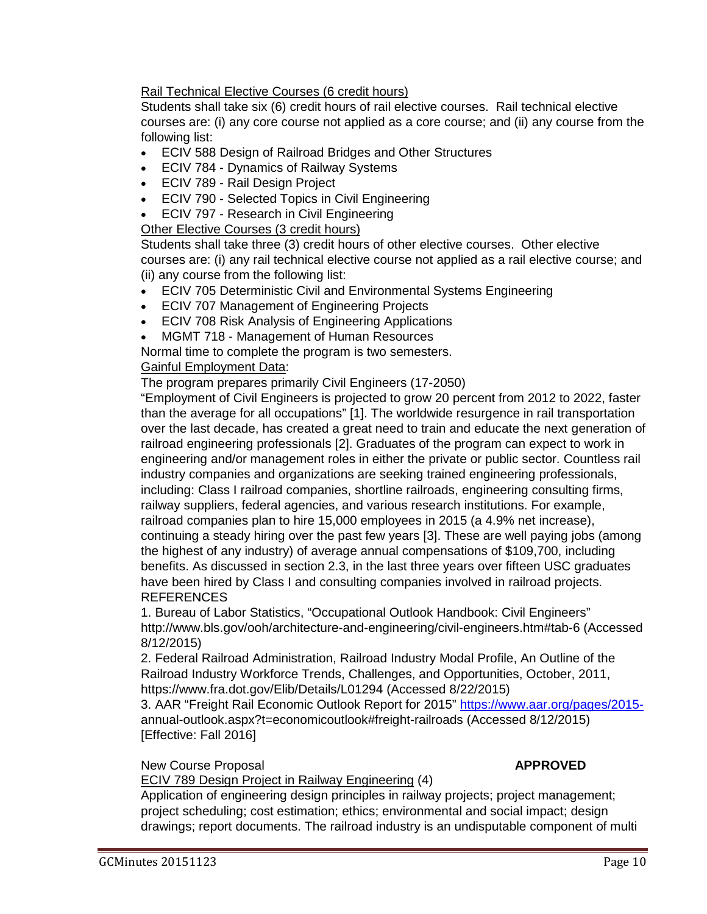Rail Technical Elective Courses (6 credit hours)

Students shall take six (6) credit hours of rail elective courses. Rail technical elective courses are: (i) any core course not applied as a core course; and (ii) any course from the following list:

- ECIV 588 Design of Railroad Bridges and Other Structures
- ECIV 784 - Dynamics of Railway Systems
- ECIV 789 - Rail Design Project
- ECIV 790 - Selected Topics in Civil Engineering
- ECIV 797 - Research in Civil Engineering

Other Elective Courses (3 credit hours)

Students shall take three (3) credit hours of other elective courses. Other elective courses are: (i) any rail technical elective course not applied as a rail elective course; and (ii) any course from the following list:

- ECIV 705 Deterministic Civil and Environmental Systems Engineering
- ECIV 707 Management of Engineering Projects
- ECIV 708 Risk Analysis of Engineering Applications
- MGMT 718 - Management of Human Resources

Normal time to complete the program is two semesters.

Gainful Employment Data:

The program prepares primarily Civil Engineers (17-2050)

"Employment of Civil Engineers is projected to grow 20 percent from 2012 to 2022, faster than the average for all occupations" [1]. The worldwide resurgence in rail transportation over the last decade, has created a great need to train and educate the next generation of railroad engineering professionals [2]. Graduates of the program can expect to work in engineering and/or management roles in either the private or public sector. Countless rail industry companies and organizations are seeking trained engineering professionals, including: Class I railroad companies, shortline railroads, engineering consulting firms, railway suppliers, federal agencies, and various research institutions. For example, railroad companies plan to hire 15,000 employees in 2015 (a 4.9% net increase), continuing a steady hiring over the past few years [3]. These are well paying jobs (among the highest of any industry) of average annual compensations of $109,700, including benefits. As discussed in section 2.3, in the last three years over fifteen USC graduates have been hired by Class I and consulting companies involved in railroad projects.

REFERENCES

1. Bureau of Labor Statistics, "Occupational Outlook Handbook: Civil Engineers" http://www.bls.gov/ooh/architecture-and-engineering/civil-engineers.htm#tab-6 (Accessed 8/12/2015)
2. Federal Railroad Administration, Railroad Industry Modal Profile, An Outline of the Railroad Industry Workforce Trends, Challenges, and Opportunities, October, 2011, https://www.fra.dot.gov/Elib/Details/L01294 (Accessed 8/22/2015)
3. AAR "Freight Rail Economic Outlook Report for 2015" https://www.aar.org/pages/2015-annual-outlook.aspx?t=economicoutlook#freight-railroads (Accessed 8/12/2015)

[Effective: Fall 2016]

New Course Proposal **APPROVED**

ECIV 789 Design Project in Railway Engineering (4)

Application of engineering design principles in railway projects; project management; project scheduling; cost estimation; ethics; environmental and social impact; design drawings; report documents. The railroad industry is an undisputable component of multi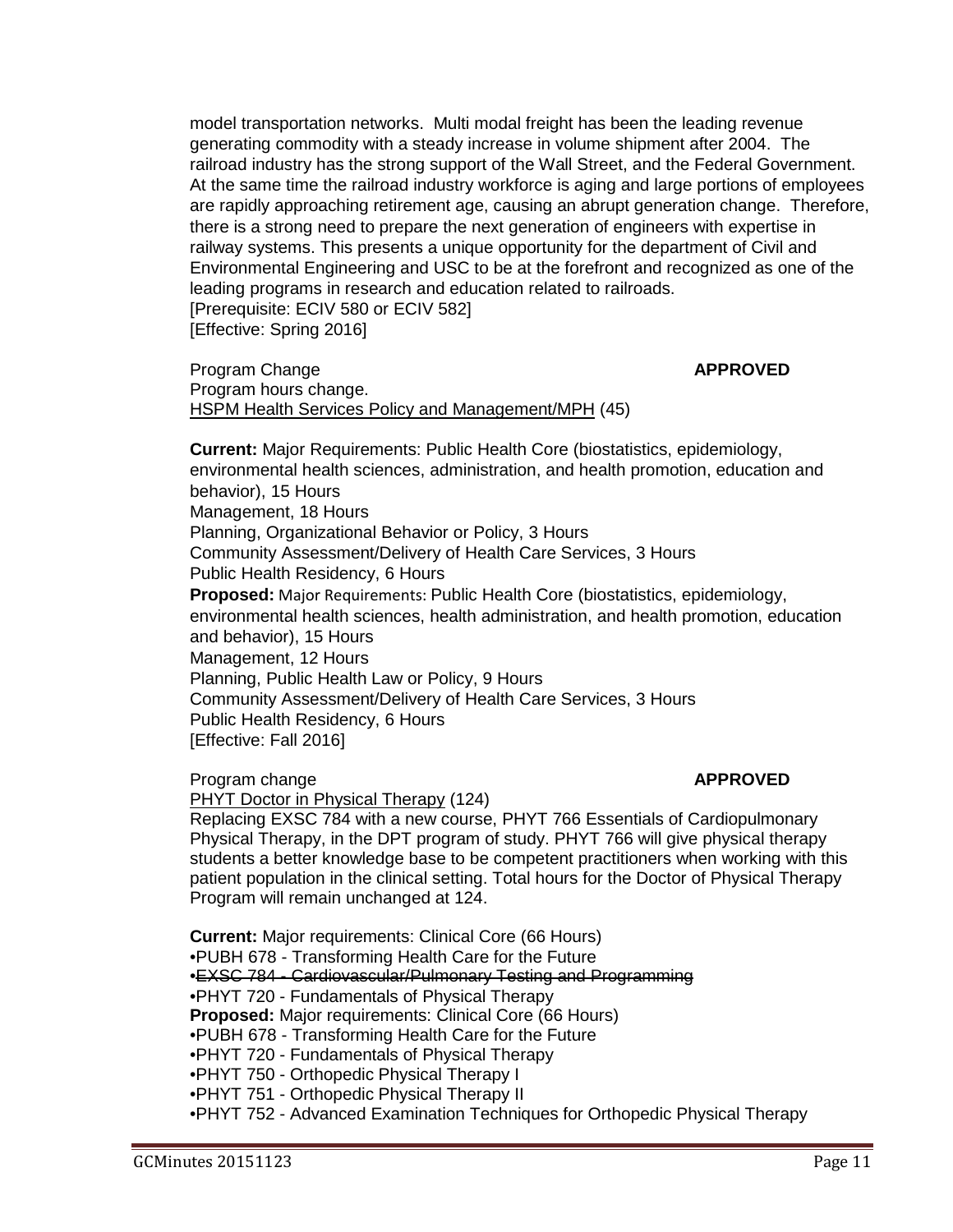model transportation networks. Multi modal freight has been the leading revenue generating commodity with a steady increase in volume shipment after 2004. The railroad industry has the strong support of the Wall Street, and the Federal Government. At the same time the railroad industry workforce is aging and large portions of employees are rapidly approaching retirement age, causing an abrupt generation change. Therefore, there is a strong need to prepare the next generation of engineers with expertise in railway systems. This presents a unique opportunity for the department of Civil and Environmental Engineering and USC to be at the forefront and recognized as one of the leading programs in research and education related to railroads.
[Prerequisite: ECIV 580 or ECIV 582]
[Effective: Spring 2016]

Program Change **APPROVED**
Program hours change.
HSPM Health Services Policy and Management/MPH (45)

**Current:** Major Requirements: Public Health Core (biostatistics, epidemiology, environmental health sciences, administration, and health promotion, education and behavior), 15 Hours
Management, 18 Hours
Planning, Organizational Behavior or Policy, 3 Hours
Community Assessment/Delivery of Health Care Services, 3 Hours
Public Health Residency, 6 Hours
**Proposed:** Major Requirements: Public Health Core (biostatistics, epidemiology, environmental health sciences, health administration, and health promotion, education and behavior), 15 Hours
Management, 12 Hours
Planning, Public Health Law or Policy, 9 Hours
Community Assessment/Delivery of Health Care Services, 3 Hours
Public Health Residency, 6 Hours
[Effective: Fall 2016]

Program change **APPROVED**
PHYT Doctor in Physical Therapy (124)
Replacing EXSC 784 with a new course, PHYT 766 Essentials of Cardiopulmonary Physical Therapy, in the DPT program of study. PHYT 766 will give physical therapy students a better knowledge base to be competent practitioners when working with this patient population in the clinical setting. Total hours for the Doctor of Physical Therapy Program will remain unchanged at 124.

**Current:** Major requirements: Clinical Core (66 Hours)
•PUBH 678 - Transforming Health Care for the Future
•~~EXSC 784 - Cardiovascular/Pulmonary Testing and Programming~~
•PHYT 720 - Fundamentals of Physical Therapy
**Proposed:** Major requirements: Clinical Core (66 Hours)
•PUBH 678 - Transforming Health Care for the Future
•PHYT 720 - Fundamentals of Physical Therapy
•PHYT 750 - Orthopedic Physical Therapy I
•PHYT 751 - Orthopedic Physical Therapy II
•PHYT 752 - Advanced Examination Techniques for Orthopedic Physical Therapy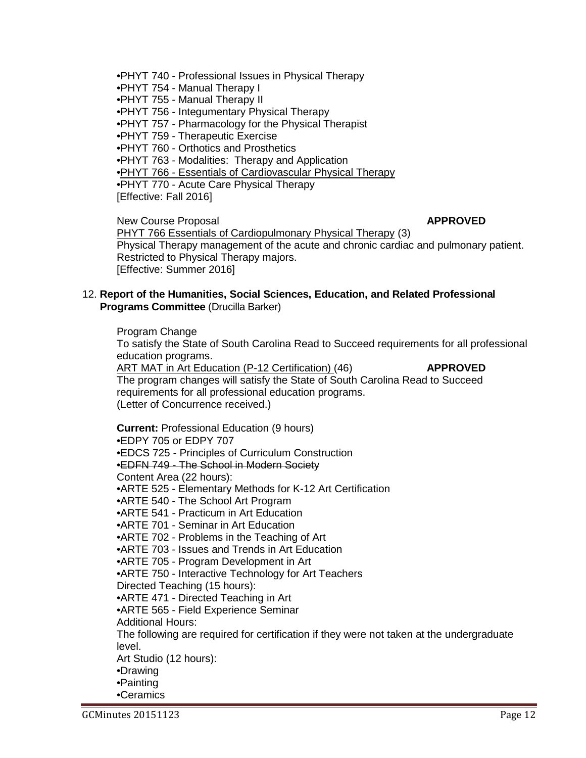•PHYT 740 - Professional Issues in Physical Therapy
•PHYT 754 - Manual Therapy I
•PHYT 755 - Manual Therapy II
•PHYT 756 - Integumentary Physical Therapy
•PHYT 757 - Pharmacology for the Physical Therapist
•PHYT 759 - Therapeutic Exercise
•PHYT 760 - Orthotics and Prosthetics
•PHYT 763 - Modalities: Therapy and Application
•<u>PHYT 766 - Essentials of Cardiovascular Physical Therapy</u>
•PHYT 770 - Acute Care Physical Therapy
[Effective: Fall 2016]

New Course Proposal **APPROVED**
<u>PHYT 766 Essentials of Cardiopulmonary Physical Therapy</u> (3)
Physical Therapy management of the acute and chronic cardiac and pulmonary patient. Restricted to Physical Therapy majors.
[Effective: Summer 2016]

12. **Report of the Humanities, Social Sciences, Education, and Related Professional Programs Committee** (Drucilla Barker)

Program Change
To satisfy the State of South Carolina Read to Succeed requirements for all professional education programs.
<u>ART MAT in Art Education (P-12 Certification)</u> (46) **APPROVED**
The program changes will satisfy the State of South Carolina Read to Succeed requirements for all professional education programs.
(Letter of Concurrence received.)

**Current:** Professional Education (9 hours)
•EDPY 705 or EDPY 707
•EDCS 725 - Principles of Curriculum Construction
•~~EDFN 749 - The School in Modern Society~~
Content Area (22 hours):
•ARTE 525 - Elementary Methods for K-12 Art Certification
•ARTE 540 - The School Art Program
•ARTE 541 - Practicum in Art Education
•ARTE 701 - Seminar in Art Education
•ARTE 702 - Problems in the Teaching of Art
•ARTE 703 - Issues and Trends in Art Education
•ARTE 705 - Program Development in Art
•ARTE 750 - Interactive Technology for Art Teachers
Directed Teaching (15 hours):
•ARTE 471 - Directed Teaching in Art
•ARTE 565 - Field Experience Seminar
Additional Hours:
The following are required for certification if they were not taken at the undergraduate level.
Art Studio (12 hours):
•Drawing
•Painting
•Ceramics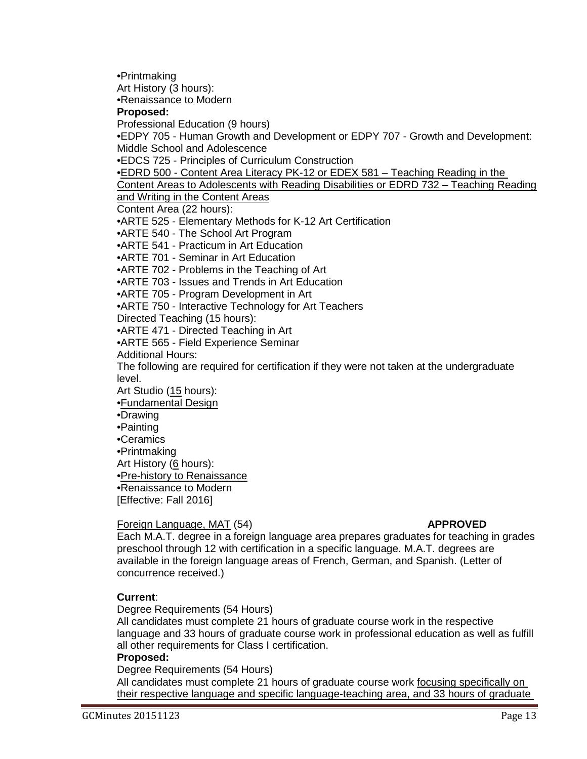•Printmaking
Art History (3 hours):
•Renaissance to Modern

**Proposed:**

Professional Education (9 hours)
•EDPY 705 - Human Growth and Development or EDPY 707 - Growth and Development: Middle School and Adolescence
•EDCS 725 - Principles of Curriculum Construction
•<u>EDRD 500 - Content Area Literacy PK-12 or EDEX 581 – Teaching Reading in the Content Areas to Adolescents with Reading Disabilities or EDRD 732 – Teaching Reading and Writing in the Content Areas</u>
Content Area (22 hours):
•ARTE 525 - Elementary Methods for K-12 Art Certification
•ARTE 540 - The School Art Program
•ARTE 541 - Practicum in Art Education
•ARTE 701 - Seminar in Art Education
•ARTE 702 - Problems in the Teaching of Art
•ARTE 703 - Issues and Trends in Art Education
•ARTE 705 - Program Development in Art
•ARTE 750 - Interactive Technology for Art Teachers
Directed Teaching (15 hours):
•ARTE 471 - Directed Teaching in Art
•ARTE 565 - Field Experience Seminar
Additional Hours:
The following are required for certification if they were not taken at the undergraduate level.
Art Studio (<u>15</u> hours):
•<u>Fundamental Design</u>
•Drawing
•Painting
•Ceramics
•Printmaking
Art History (<u>6</u> hours):
•<u>Pre-history to Renaissance</u>
•Renaissance to Modern
[Effective: Fall 2016]

<u>Foreign Language, MAT</u> (54) **APPROVED**

Each M.A.T. degree in a foreign language area prepares graduates for teaching in grades preschool through 12 with certification in a specific language. M.A.T. degrees are available in the foreign language areas of French, German, and Spanish. (Letter of concurrence received.)

**Current**:

Degree Requirements (54 Hours)
All candidates must complete 21 hours of graduate course work in the respective language and 33 hours of graduate course work in professional education as well as fulfill all other requirements for Class I certification.

**Proposed:**

Degree Requirements (54 Hours)
All candidates must complete 21 hours of graduate course work <u>focusing specifically on their respective language and specific language-teaching area, and 33 hours of graduate</u>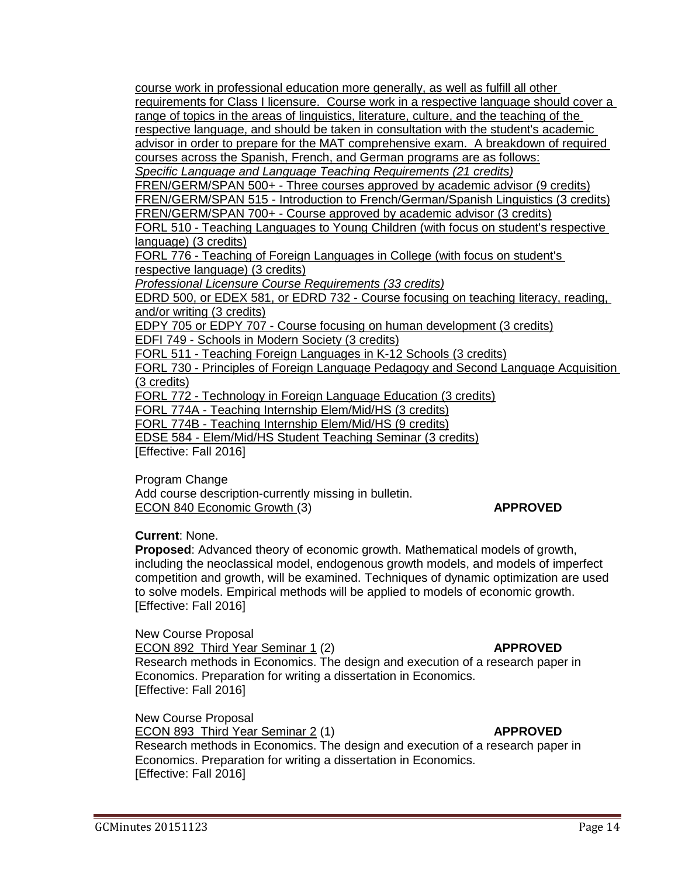course work in professional education more generally, as well as fulfill all other requirements for Class I licensure. Course work in a respective language should cover a range of topics in the areas of linguistics, literature, culture, and the teaching of the respective language, and should be taken in consultation with the student's academic advisor in order to prepare for the MAT comprehensive exam. A breakdown of required courses across the Spanish, French, and German programs are as follows:

*Specific Language and Language Teaching Requirements (21 credits)*
FREN/GERM/SPAN 500+ - Three courses approved by academic advisor (9 credits)
FREN/GERM/SPAN 515 - Introduction to French/German/Spanish Linguistics (3 credits)
FREN/GERM/SPAN 700+ - Course approved by academic advisor (3 credits)
FORL 510 - Teaching Languages to Young Children (with focus on student's respective language) (3 credits)
FORL 776 - Teaching of Foreign Languages in College (with focus on student's respective language) (3 credits)

*Professional Licensure Course Requirements (33 credits)*
EDRD 500, or EDEX 581, or EDRD 732 - Course focusing on teaching literacy, reading, and/or writing (3 credits)
EDPY 705 or EDPY 707 - Course focusing on human development (3 credits)
EDFI 749 - Schools in Modern Society (3 credits)
FORL 511 - Teaching Foreign Languages in K-12 Schools (3 credits)
FORL 730 - Principles of Foreign Language Pedagogy and Second Language Acquisition (3 credits)
FORL 772 - Technology in Foreign Language Education (3 credits)
FORL 774A - Teaching Internship Elem/Mid/HS (3 credits)
FORL 774B - Teaching Internship Elem/Mid/HS (9 credits)
EDSE 584 - Elem/Mid/HS Student Teaching Seminar (3 credits)
[Effective: Fall 2016]

Program Change
Add course description-currently missing in bulletin.
ECON 840 Economic Growth (3) **APPROVED**

**Current**: None.
**Proposed**: Advanced theory of economic growth. Mathematical models of growth, including the neoclassical model, endogenous growth models, and models of imperfect competition and growth, will be examined. Techniques of dynamic optimization are used to solve models. Empirical methods will be applied to models of economic growth.
[Effective: Fall 2016]

New Course Proposal
ECON 892 Third Year Seminar 1 (2) **APPROVED**
Research methods in Economics. The design and execution of a research paper in Economics. Preparation for writing a dissertation in Economics.
[Effective: Fall 2016]

New Course Proposal
ECON 893 Third Year Seminar 2 (1) **APPROVED**
Research methods in Economics. The design and execution of a research paper in Economics. Preparation for writing a dissertation in Economics.
[Effective: Fall 2016]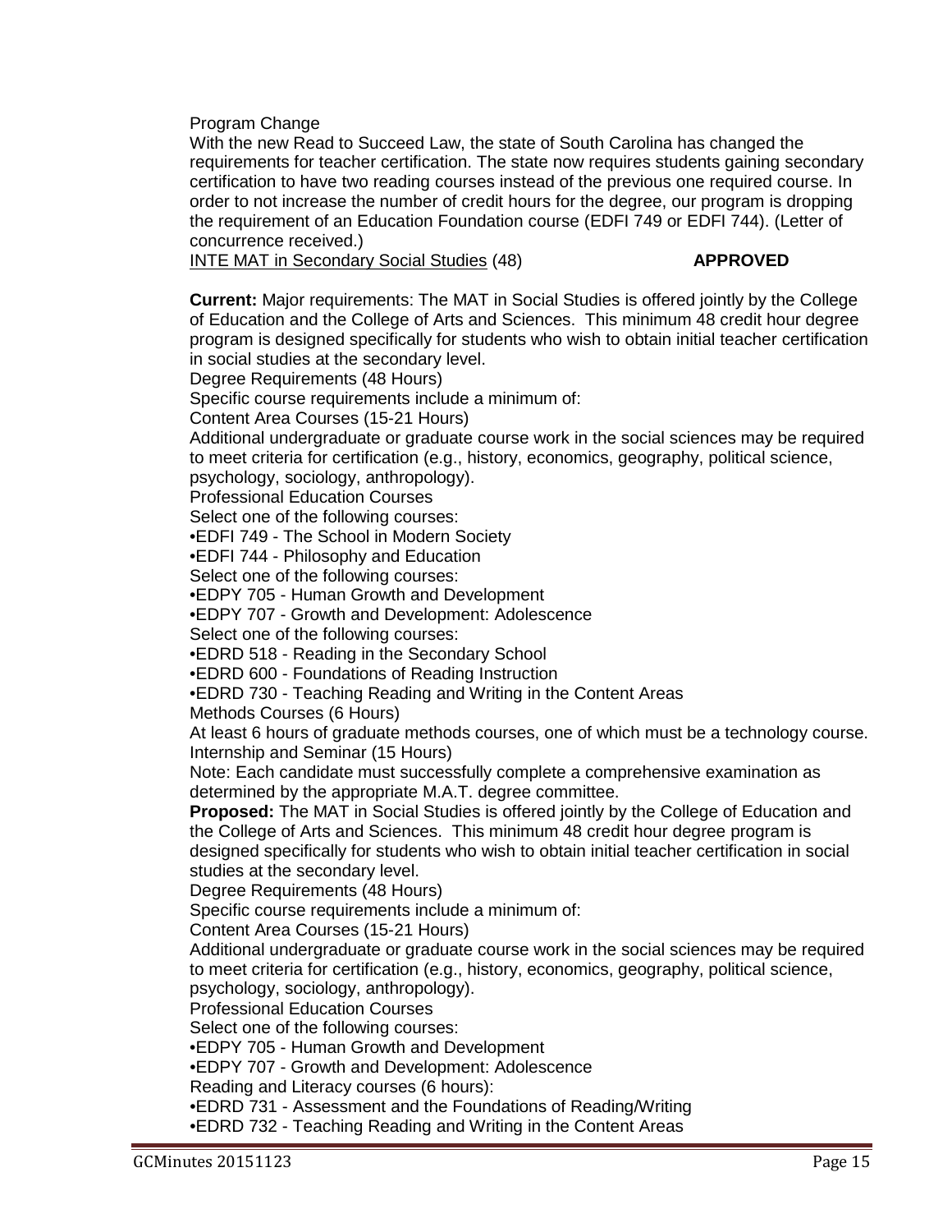Program Change

With the new Read to Succeed Law, the state of South Carolina has changed the requirements for teacher certification. The state now requires students gaining secondary certification to have two reading courses instead of the previous one required course. In order to not increase the number of credit hours for the degree, our program is dropping the requirement of an Education Foundation course (EDFI 749 or EDFI 744). (Letter of concurrence received.)

INTE MAT in Secondary Social Studies (48) **APPROVED**

**Current:** Major requirements: The MAT in Social Studies is offered jointly by the College of Education and the College of Arts and Sciences. This minimum 48 credit hour degree program is designed specifically for students who wish to obtain initial teacher certification in social studies at the secondary level.

Degree Requirements (48 Hours)

Specific course requirements include a minimum of:

Content Area Courses (15-21 Hours)

Additional undergraduate or graduate course work in the social sciences may be required to meet criteria for certification (e.g., history, economics, geography, political science, psychology, sociology, anthropology).

Professional Education Courses

Select one of the following courses:

- EDFI 749 - The School in Modern Society
- EDFI 744 - Philosophy and Education

Select one of the following courses:

- EDPY 705 - Human Growth and Development
- EDPY 707 - Growth and Development: Adolescence

Select one of the following courses:

- EDRD 518 - Reading in the Secondary School
- EDRD 600 - Foundations of Reading Instruction
- EDRD 730 - Teaching Reading and Writing in the Content Areas

Methods Courses (6 Hours)

At least 6 hours of graduate methods courses, one of which must be a technology course.

Internship and Seminar (15 Hours)

Note: Each candidate must successfully complete a comprehensive examination as determined by the appropriate M.A.T. degree committee.

**Proposed:** The MAT in Social Studies is offered jointly by the College of Education and the College of Arts and Sciences. This minimum 48 credit hour degree program is designed specifically for students who wish to obtain initial teacher certification in social studies at the secondary level.

Degree Requirements (48 Hours)

Specific course requirements include a minimum of:

Content Area Courses (15-21 Hours)

Additional undergraduate or graduate course work in the social sciences may be required to meet criteria for certification (e.g., history, economics, geography, political science, psychology, sociology, anthropology).

Professional Education Courses

Select one of the following courses:

- EDPY 705 - Human Growth and Development
- EDPY 707 - Growth and Development: Adolescence

Reading and Literacy courses (6 hours):

- EDRD 731 - Assessment and the Foundations of Reading/Writing
- EDRD 732 - Teaching Reading and Writing in the Content Areas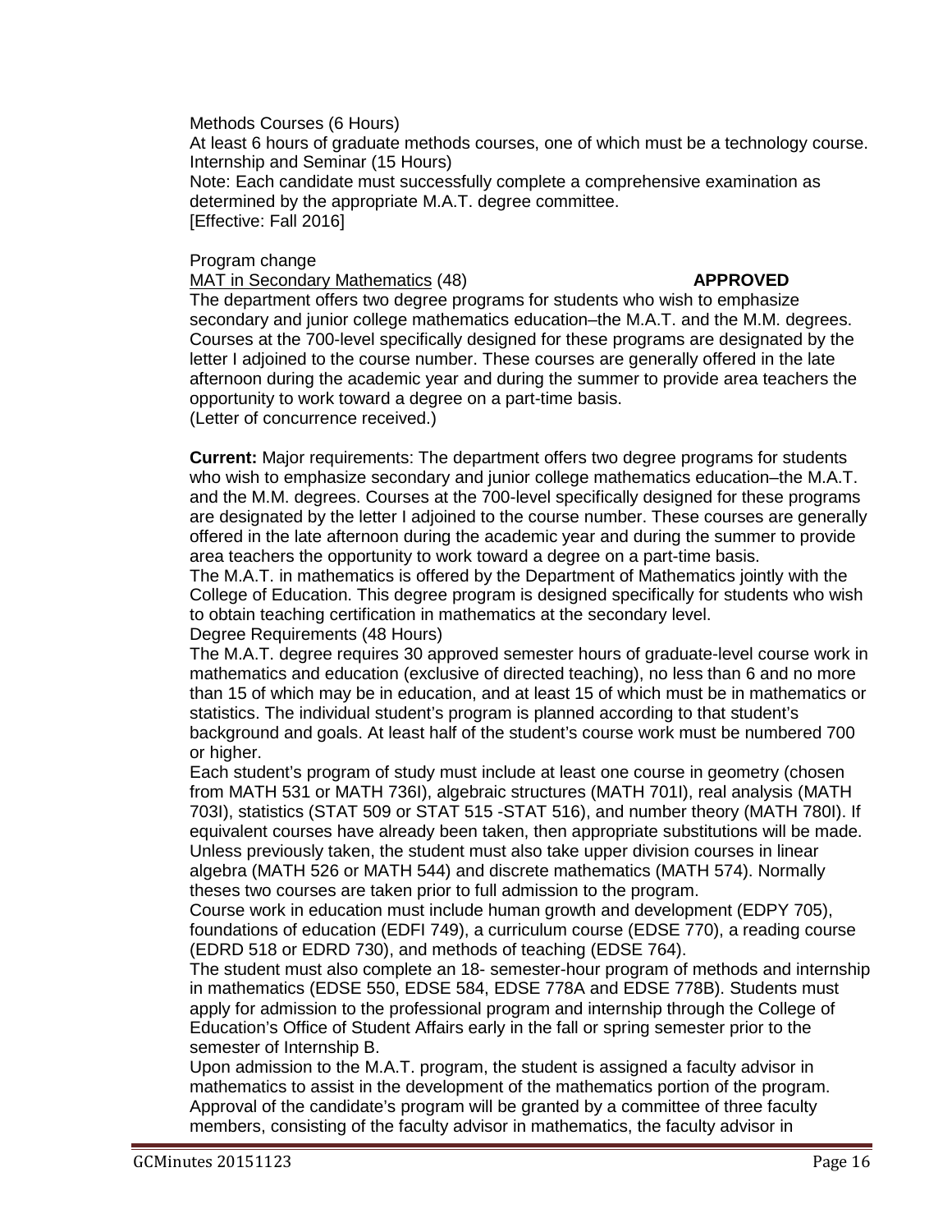Methods Courses (6 Hours)
At least 6 hours of graduate methods courses, one of which must be a technology course.
Internship and Seminar (15 Hours)
Note: Each candidate must successfully complete a comprehensive examination as determined by the appropriate M.A.T. degree committee.
[Effective: Fall 2016]

Program change
MAT in Secondary Mathematics (48) **APPROVED**
The department offers two degree programs for students who wish to emphasize secondary and junior college mathematics education–the M.A.T. and the M.M. degrees. Courses at the 700-level specifically designed for these programs are designated by the letter I adjoined to the course number. These courses are generally offered in the late afternoon during the academic year and during the summer to provide area teachers the opportunity to work toward a degree on a part-time basis.
(Letter of concurrence received.)

**Current:** Major requirements: The department offers two degree programs for students who wish to emphasize secondary and junior college mathematics education–the M.A.T. and the M.M. degrees. Courses at the 700-level specifically designed for these programs are designated by the letter I adjoined to the course number. These courses are generally offered in the late afternoon during the academic year and during the summer to provide area teachers the opportunity to work toward a degree on a part-time basis.
The M.A.T. in mathematics is offered by the Department of Mathematics jointly with the College of Education. This degree program is designed specifically for students who wish to obtain teaching certification in mathematics at the secondary level.
Degree Requirements (48 Hours)
The M.A.T. degree requires 30 approved semester hours of graduate-level course work in mathematics and education (exclusive of directed teaching), no less than 6 and no more than 15 of which may be in education, and at least 15 of which must be in mathematics or statistics. The individual student's program is planned according to that student's background and goals. At least half of the student's course work must be numbered 700 or higher.
Each student's program of study must include at least one course in geometry (chosen from MATH 531 or MATH 736I), algebraic structures (MATH 701I), real analysis (MATH 703I), statistics (STAT 509 or STAT 515 -STAT 516), and number theory (MATH 780I). If equivalent courses have already been taken, then appropriate substitutions will be made. Unless previously taken, the student must also take upper division courses in linear algebra (MATH 526 or MATH 544) and discrete mathematics (MATH 574). Normally theses two courses are taken prior to full admission to the program.
Course work in education must include human growth and development (EDPY 705), foundations of education (EDFI 749), a curriculum course (EDSE 770), a reading course (EDRD 518 or EDRD 730), and methods of teaching (EDSE 764).
The student must also complete an 18- semester-hour program of methods and internship in mathematics (EDSE 550, EDSE 584, EDSE 778A and EDSE 778B). Students must apply for admission to the professional program and internship through the College of Education's Office of Student Affairs early in the fall or spring semester prior to the semester of Internship B.
Upon admission to the M.A.T. program, the student is assigned a faculty advisor in mathematics to assist in the development of the mathematics portion of the program. Approval of the candidate's program will be granted by a committee of three faculty members, consisting of the faculty advisor in mathematics, the faculty advisor in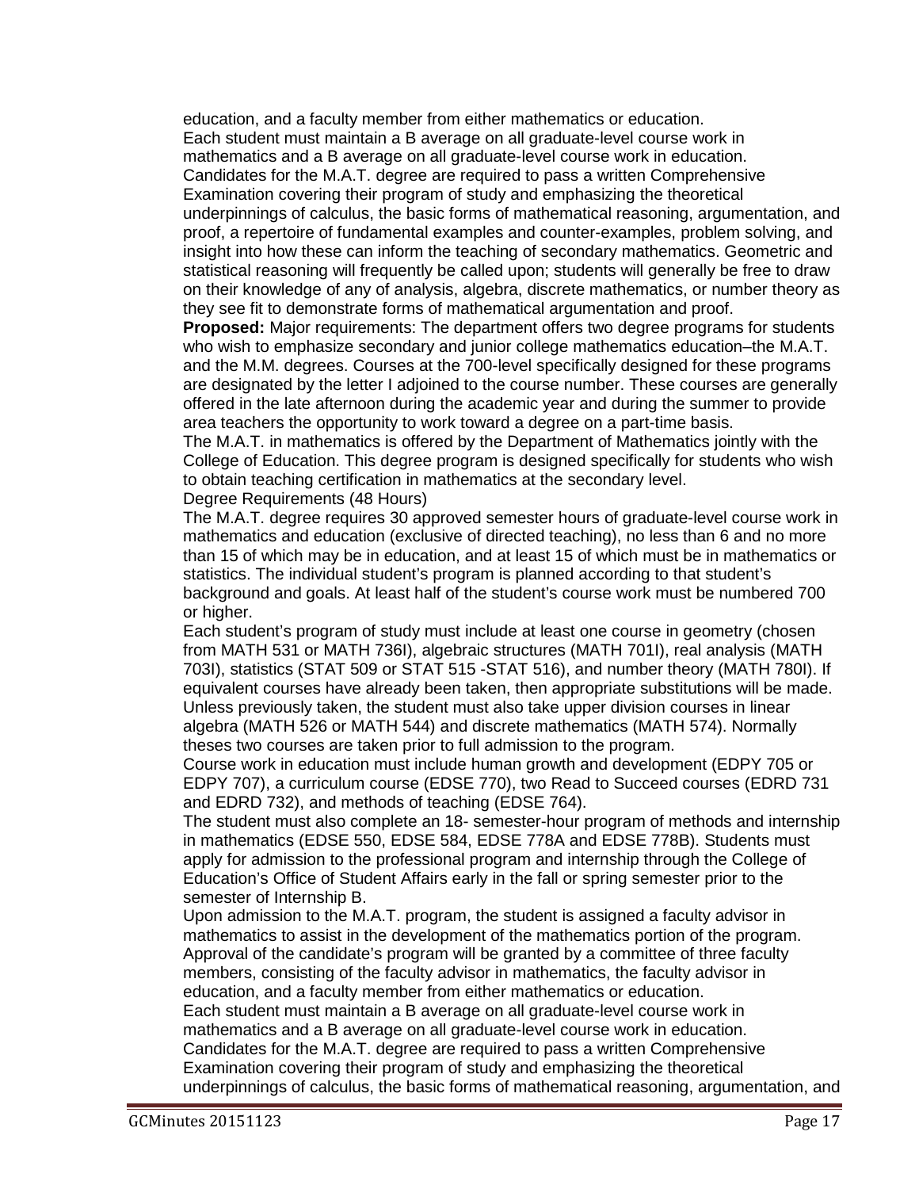education, and a faculty member from either mathematics or education.

Each student must maintain a B average on all graduate-level course work in mathematics and a B average on all graduate-level course work in education.

Candidates for the M.A.T. degree are required to pass a written Comprehensive Examination covering their program of study and emphasizing the theoretical underpinnings of calculus, the basic forms of mathematical reasoning, argumentation, and proof, a repertoire of fundamental examples and counter-examples, problem solving, and insight into how these can inform the teaching of secondary mathematics. Geometric and statistical reasoning will frequently be called upon; students will generally be free to draw on their knowledge of any of analysis, algebra, discrete mathematics, or number theory as they see fit to demonstrate forms of mathematical argumentation and proof.

**Proposed:** Major requirements: The department offers two degree programs for students who wish to emphasize secondary and junior college mathematics education–the M.A.T. and the M.M. degrees. Courses at the 700-level specifically designed for these programs are designated by the letter I adjoined to the course number. These courses are generally offered in the late afternoon during the academic year and during the summer to provide area teachers the opportunity to work toward a degree on a part-time basis.

The M.A.T. in mathematics is offered by the Department of Mathematics jointly with the College of Education. This degree program is designed specifically for students who wish to obtain teaching certification in mathematics at the secondary level.

Degree Requirements (48 Hours)

The M.A.T. degree requires 30 approved semester hours of graduate-level course work in mathematics and education (exclusive of directed teaching), no less than 6 and no more than 15 of which may be in education, and at least 15 of which must be in mathematics or statistics. The individual student's program is planned according to that student's background and goals. At least half of the student's course work must be numbered 700 or higher.

Each student's program of study must include at least one course in geometry (chosen from MATH 531 or MATH 736I), algebraic structures (MATH 701I), real analysis (MATH 703I), statistics (STAT 509 or STAT 515 -STAT 516), and number theory (MATH 780I). If equivalent courses have already been taken, then appropriate substitutions will be made. Unless previously taken, the student must also take upper division courses in linear algebra (MATH 526 or MATH 544) and discrete mathematics (MATH 574). Normally theses two courses are taken prior to full admission to the program.

Course work in education must include human growth and development (EDPY 705 or EDPY 707), a curriculum course (EDSE 770), two Read to Succeed courses (EDRD 731 and EDRD 732), and methods of teaching (EDSE 764).

The student must also complete an 18- semester-hour program of methods and internship in mathematics (EDSE 550, EDSE 584, EDSE 778A and EDSE 778B). Students must apply for admission to the professional program and internship through the College of Education's Office of Student Affairs early in the fall or spring semester prior to the semester of Internship B.

Upon admission to the M.A.T. program, the student is assigned a faculty advisor in mathematics to assist in the development of the mathematics portion of the program. Approval of the candidate's program will be granted by a committee of three faculty members, consisting of the faculty advisor in mathematics, the faculty advisor in education, and a faculty member from either mathematics or education.

Each student must maintain a B average on all graduate-level course work in mathematics and a B average on all graduate-level course work in education.

Candidates for the M.A.T. degree are required to pass a written Comprehensive Examination covering their program of study and emphasizing the theoretical underpinnings of calculus, the basic forms of mathematical reasoning, argumentation, and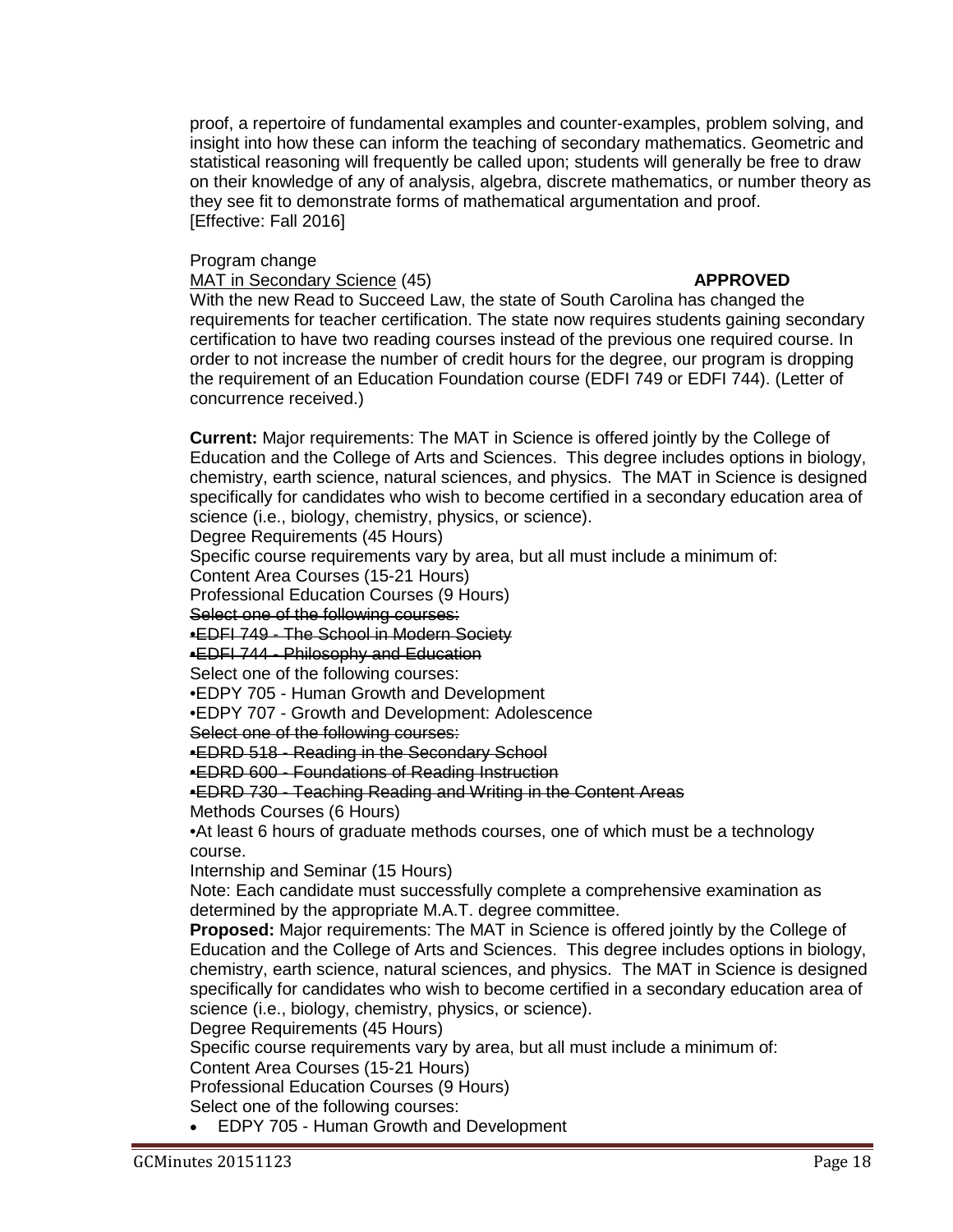proof, a repertoire of fundamental examples and counter-examples, problem solving, and insight into how these can inform the teaching of secondary mathematics. Geometric and statistical reasoning will frequently be called upon; students will generally be free to draw on their knowledge of any of analysis, algebra, discrete mathematics, or number theory as they see fit to demonstrate forms of mathematical argumentation and proof.
[Effective: Fall 2016]

Program change
MAT in Secondary Science (45) **APPROVED**
With the new Read to Succeed Law, the state of South Carolina has changed the requirements for teacher certification. The state now requires students gaining secondary certification to have two reading courses instead of the previous one required course. In order to not increase the number of credit hours for the degree, our program is dropping the requirement of an Education Foundation course (EDFI 749 or EDFI 744). (Letter of concurrence received.)

**Current:** Major requirements: The MAT in Science is offered jointly by the College of Education and the College of Arts and Sciences. This degree includes options in biology, chemistry, earth science, natural sciences, and physics. The MAT in Science is designed specifically for candidates who wish to become certified in a secondary education area of science (i.e., biology, chemistry, physics, or science).
Degree Requirements (45 Hours)
Specific course requirements vary by area, but all must include a minimum of:
Content Area Courses (15-21 Hours)
Professional Education Courses (9 Hours)
~~Select one of the following courses:~~
~~•EDFI 749 - The School in Modern Society~~
~~•EDFI 744 - Philosophy and Education~~
Select one of the following courses:
•EDPY 705 - Human Growth and Development
•EDPY 707 - Growth and Development: Adolescence
~~Select one of the following courses:~~
~~•EDRD 518 - Reading in the Secondary School~~
~~•EDRD 600 - Foundations of Reading Instruction~~
~~•EDRD 730 - Teaching Reading and Writing in the Content Areas~~
Methods Courses (6 Hours)
•At least 6 hours of graduate methods courses, one of which must be a technology course.
Internship and Seminar (15 Hours)
Note: Each candidate must successfully complete a comprehensive examination as determined by the appropriate M.A.T. degree committee.
**Proposed:** Major requirements: The MAT in Science is offered jointly by the College of Education and the College of Arts and Sciences. This degree includes options in biology, chemistry, earth science, natural sciences, and physics. The MAT in Science is designed specifically for candidates who wish to become certified in a secondary education area of science (i.e., biology, chemistry, physics, or science).
Degree Requirements (45 Hours)
Specific course requirements vary by area, but all must include a minimum of:
Content Area Courses (15-21 Hours)
Professional Education Courses (9 Hours)
Select one of the following courses:

- EDPY 705 - Human Growth and Development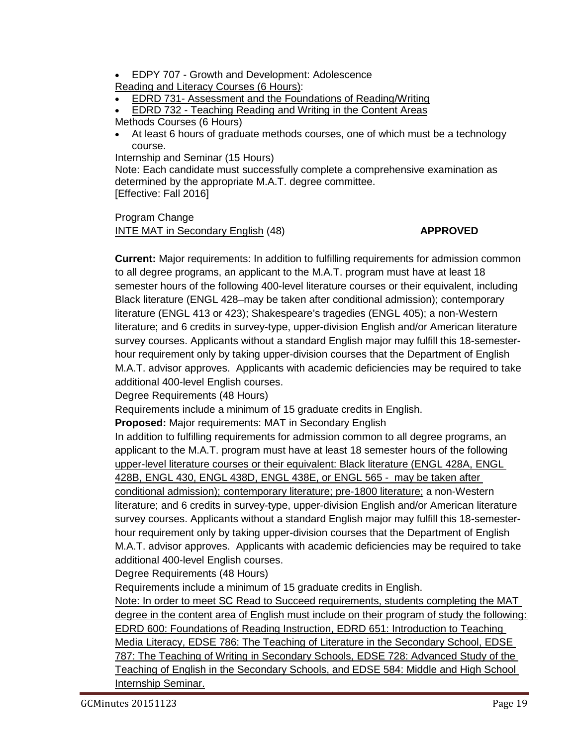- EDPY 707 - Growth and Development: Adolescence

<u>Reading and Literacy Courses (6 Hours)</u>:

- <u>EDRD 731- Assessment and the Foundations of Reading/Writing</u>
- <u>EDRD 732 - Teaching Reading and Writing in the Content Areas</u>

Methods Courses (6 Hours)

- At least 6 hours of graduate methods courses, one of which must be a technology course.

Internship and Seminar (15 Hours)

Note: Each candidate must successfully complete a comprehensive examination as determined by the appropriate M.A.T. degree committee.

[Effective: Fall 2016]

Program Change

<u>INTE MAT in Secondary English</u> (48) **APPROVED**

**Current:** Major requirements: In addition to fulfilling requirements for admission common to all degree programs, an applicant to the M.A.T. program must have at least 18 semester hours of the following 400-level literature courses or their equivalent, including Black literature (ENGL 428–may be taken after conditional admission); contemporary literature (ENGL 413 or 423); Shakespeare's tragedies (ENGL 405); a non-Western literature; and 6 credits in survey-type, upper-division English and/or American literature survey courses. Applicants without a standard English major may fulfill this 18-semester-hour requirement only by taking upper-division courses that the Department of English M.A.T. advisor approves. Applicants with academic deficiencies may be required to take additional 400-level English courses.

Degree Requirements (48 Hours)

Requirements include a minimum of 15 graduate credits in English.

**Proposed:** Major requirements: MAT in Secondary English

In addition to fulfilling requirements for admission common to all degree programs, an applicant to the M.A.T. program must have at least 18 semester hours of the following <u>upper-level literature courses or their equivalent: Black literature (ENGL 428A, ENGL 428B, ENGL 430, ENGL 438D, ENGL 438E, or ENGL 565 - may be taken after conditional admission); contemporary literature; pre-1800 literature;</u> a non-Western literature; and 6 credits in survey-type, upper-division English and/or American literature survey courses. Applicants without a standard English major may fulfill this 18-semester-hour requirement only by taking upper-division courses that the Department of English M.A.T. advisor approves. Applicants with academic deficiencies may be required to take additional 400-level English courses.

Degree Requirements (48 Hours)

Requirements include a minimum of 15 graduate credits in English.

<u>Note: In order to meet SC Read to Succeed requirements, students completing the MAT degree in the content area of English must include on their program of study the following: EDRD 600: Foundations of Reading Instruction, EDRD 651: Introduction to Teaching Media Literacy, EDSE 786: The Teaching of Literature in the Secondary School, EDSE 787: The Teaching of Writing in Secondary Schools, EDSE 728: Advanced Study of the Teaching of English in the Secondary Schools, and EDSE 584: Middle and High School Internship Seminar.</u>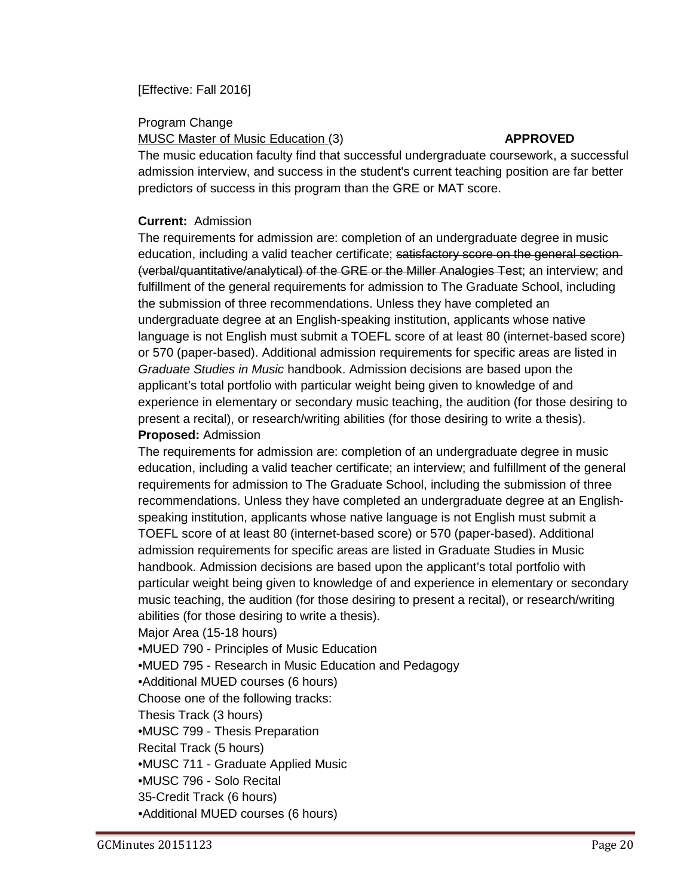[Effective: Fall 2016]

Program Change

<u>MUSC Master of Music Education</u> (3) **APPROVED**

The music education faculty find that successful undergraduate coursework, a successful admission interview, and success in the student's current teaching position are far better predictors of success in this program than the GRE or MAT score.

**Current:** Admission

The requirements for admission are: completion of an undergraduate degree in music education, including a valid teacher certificate; ~~satisfactory score on the general section (verbal/quantitative/analytical) of the GRE or the Miller Analogies Test~~; an interview; and fulfillment of the general requirements for admission to The Graduate School, including the submission of three recommendations. Unless they have completed an undergraduate degree at an English-speaking institution, applicants whose native language is not English must submit a TOEFL score of at least 80 (internet-based score) or 570 (paper-based). Additional admission requirements for specific areas are listed in *Graduate Studies in Music* handbook. Admission decisions are based upon the applicant's total portfolio with particular weight being given to knowledge of and experience in elementary or secondary music teaching, the audition (for those desiring to present a recital), or research/writing abilities (for those desiring to write a thesis).

**Proposed:** Admission

The requirements for admission are: completion of an undergraduate degree in music education, including a valid teacher certificate; an interview; and fulfillment of the general requirements for admission to The Graduate School, including the submission of three recommendations. Unless they have completed an undergraduate degree at an English-speaking institution, applicants whose native language is not English must submit a TOEFL score of at least 80 (internet-based score) or 570 (paper-based). Additional admission requirements for specific areas are listed in Graduate Studies in Music handbook. Admission decisions are based upon the applicant's total portfolio with particular weight being given to knowledge of and experience in elementary or secondary music teaching, the audition (for those desiring to present a recital), or research/writing abilities (for those desiring to write a thesis).

Major Area (15-18 hours)

- MUED 790 - Principles of Music Education
- MUED 795 - Research in Music Education and Pedagogy
- Additional MUED courses (6 hours)

Choose one of the following tracks:

Thesis Track (3 hours)

- MUSC 799 - Thesis Preparation

Recital Track (5 hours)

- MUSC 711 - Graduate Applied Music
- MUSC 796 - Solo Recital

35-Credit Track (6 hours)

- Additional MUED courses (6 hours)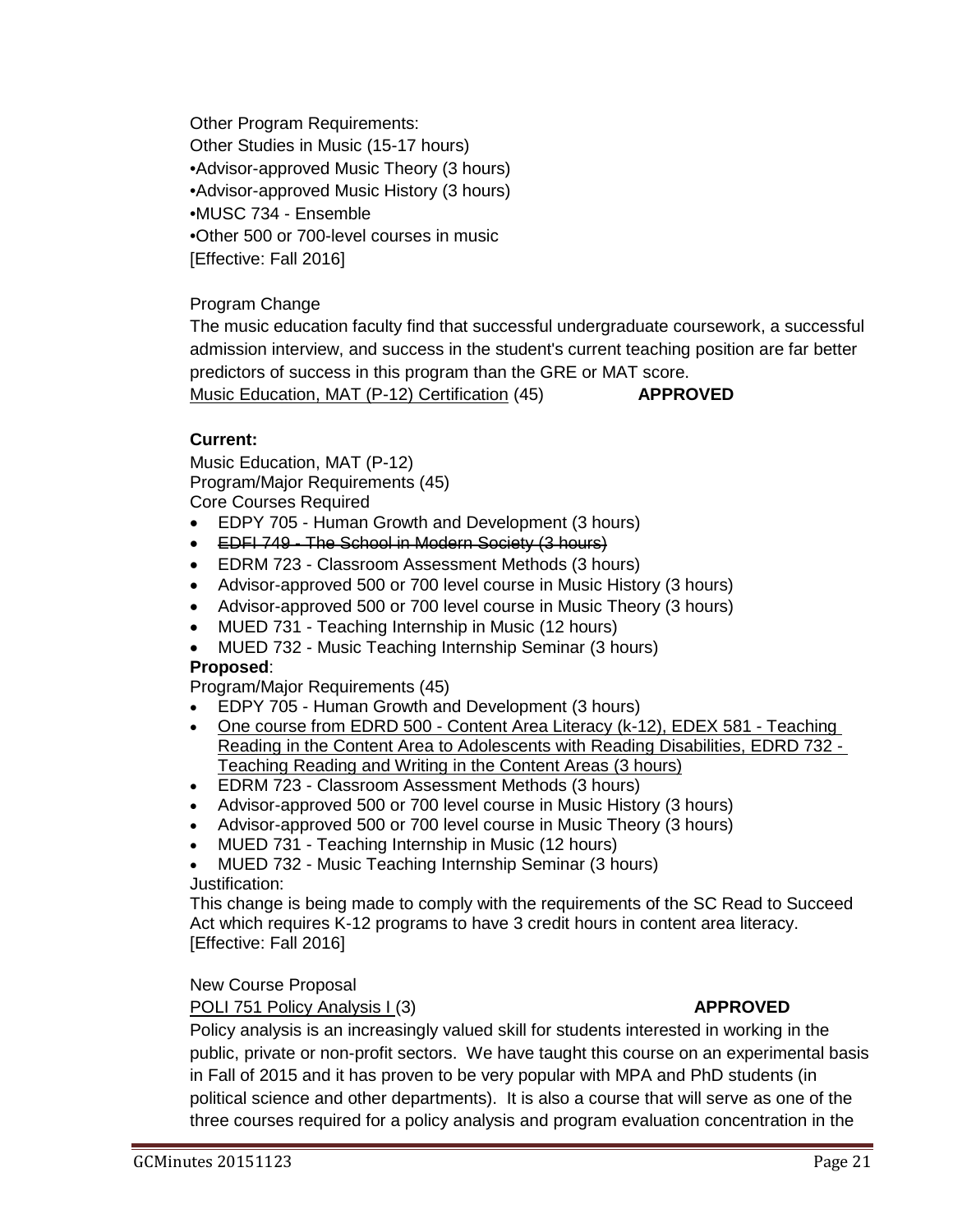Other Program Requirements:
Other Studies in Music (15-17 hours)
•Advisor-approved Music Theory (3 hours)
•Advisor-approved Music History (3 hours)
•MUSC 734 - Ensemble
•Other 500 or 700-level courses in music
[Effective: Fall 2016]

Program Change
The music education faculty find that successful undergraduate coursework, a successful admission interview, and success in the student's current teaching position are far better predictors of success in this program than the GRE or MAT score.
<u>Music Education, MAT (P-12) Certification</u> (45) **APPROVED**

**Current:**
Music Education, MAT (P-12)
Program/Major Requirements (45)
Core Courses Required

- EDPY 705 - Human Growth and Development (3 hours)
- ~~EDFI 749 - The School in Modern Society (3 hours)~~
- EDRM 723 - Classroom Assessment Methods (3 hours)
- Advisor-approved 500 or 700 level course in Music History (3 hours)
- Advisor-approved 500 or 700 level course in Music Theory (3 hours)
- MUED 731 - Teaching Internship in Music (12 hours)
- MUED 732 - Music Teaching Internship Seminar (3 hours)

**Proposed**:
Program/Major Requirements (45)

- EDPY 705 - Human Growth and Development (3 hours)
- <u>One course from EDRD 500 - Content Area Literacy (k-12), EDEX 581 - Teaching Reading in the Content Area to Adolescents with Reading Disabilities, EDRD 732 - Teaching Reading and Writing in the Content Areas (3 hours)</u>
- EDRM 723 - Classroom Assessment Methods (3 hours)
- Advisor-approved 500 or 700 level course in Music History (3 hours)
- Advisor-approved 500 or 700 level course in Music Theory (3 hours)
- MUED 731 - Teaching Internship in Music (12 hours)
- MUED 732 - Music Teaching Internship Seminar (3 hours)

Justification:
This change is being made to comply with the requirements of the SC Read to Succeed Act which requires K-12 programs to have 3 credit hours in content area literacy.
[Effective: Fall 2016]

New Course Proposal
<u>POLI 751 Policy Analysis I</u> (3) **APPROVED**
Policy analysis is an increasingly valued skill for students interested in working in the public, private or non-profit sectors. We have taught this course on an experimental basis in Fall of 2015 and it has proven to be very popular with MPA and PhD students (in political science and other departments). It is also a course that will serve as one of the three courses required for a policy analysis and program evaluation concentration in the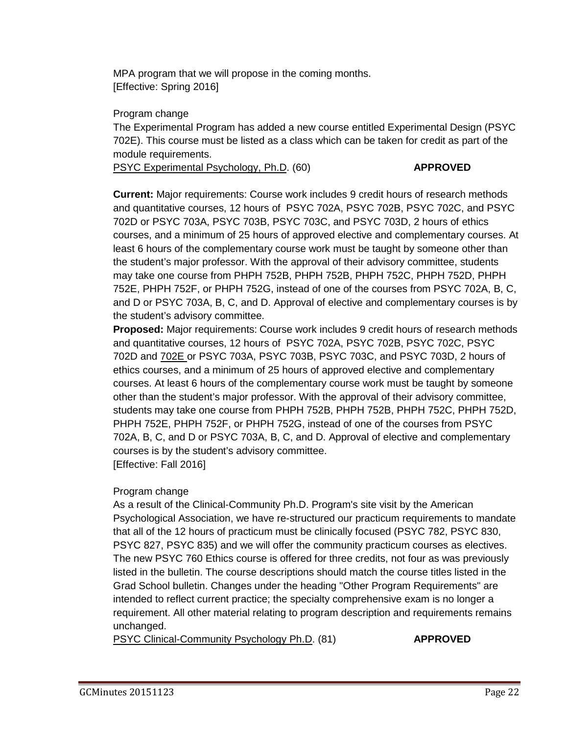MPA program that we will propose in the coming months.
[Effective: Spring 2016]

Program change
The Experimental Program has added a new course entitled Experimental Design (PSYC 702E). This course must be listed as a class which can be taken for credit as part of the module requirements.
PSYC Experimental Psychology, Ph.D. (60) **APPROVED**

**Current:** Major requirements: Course work includes 9 credit hours of research methods and quantitative courses, 12 hours of PSYC 702A, PSYC 702B, PSYC 702C, and PSYC 702D or PSYC 703A, PSYC 703B, PSYC 703C, and PSYC 703D, 2 hours of ethics courses, and a minimum of 25 hours of approved elective and complementary courses. At least 6 hours of the complementary course work must be taught by someone other than the student's major professor. With the approval of their advisory committee, students may take one course from PHPH 752B, PHPH 752B, PHPH 752C, PHPH 752D, PHPH 752E, PHPH 752F, or PHPH 752G, instead of one of the courses from PSYC 702A, B, C, and D or PSYC 703A, B, C, and D. Approval of elective and complementary courses is by the student's advisory committee.
**Proposed:** Major requirements: Course work includes 9 credit hours of research methods and quantitative courses, 12 hours of PSYC 702A, PSYC 702B, PSYC 702C, PSYC 702D and 702E or PSYC 703A, PSYC 703B, PSYC 703C, and PSYC 703D, 2 hours of ethics courses, and a minimum of 25 hours of approved elective and complementary courses. At least 6 hours of the complementary course work must be taught by someone other than the student's major professor. With the approval of their advisory committee, students may take one course from PHPH 752B, PHPH 752B, PHPH 752C, PHPH 752D, PHPH 752E, PHPH 752F, or PHPH 752G, instead of one of the courses from PSYC 702A, B, C, and D or PSYC 703A, B, C, and D. Approval of elective and complementary courses is by the student's advisory committee.
[Effective: Fall 2016]

Program change
As a result of the Clinical-Community Ph.D. Program's site visit by the American Psychological Association, we have re-structured our practicum requirements to mandate that all of the 12 hours of practicum must be clinically focused (PSYC 782, PSYC 830, PSYC 827, PSYC 835) and we will offer the community practicum courses as electives. The new PSYC 760 Ethics course is offered for three credits, not four as was previously listed in the bulletin. The course descriptions should match the course titles listed in the Grad School bulletin. Changes under the heading "Other Program Requirements" are intended to reflect current practice; the specialty comprehensive exam is no longer a requirement. All other material relating to program description and requirements remains unchanged.
PSYC Clinical-Community Psychology Ph.D. (81) **APPROVED**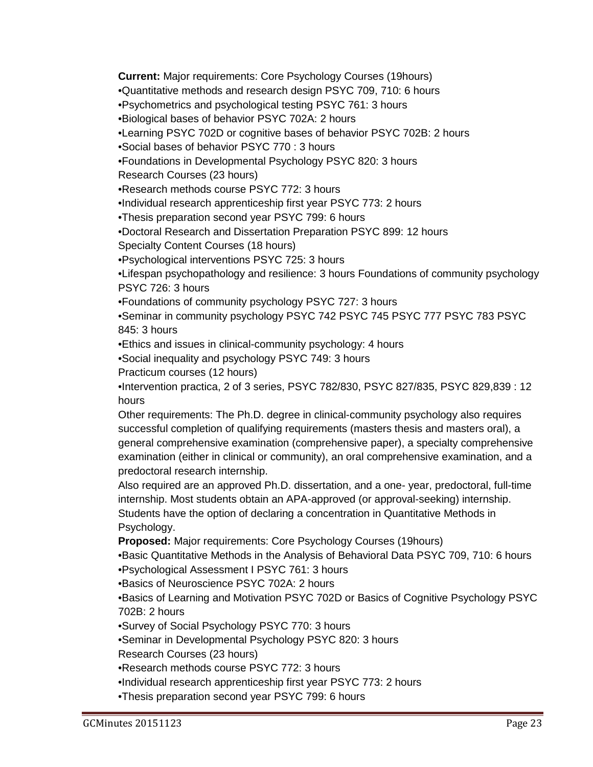**Current:** Major requirements: Core Psychology Courses (19hours)

•Quantitative methods and research design PSYC 709, 710: 6 hours

•Psychometrics and psychological testing PSYC 761: 3 hours

•Biological bases of behavior PSYC 702A: 2 hours

•Learning PSYC 702D or cognitive bases of behavior PSYC 702B: 2 hours

•Social bases of behavior PSYC 770 : 3 hours

•Foundations in Developmental Psychology PSYC 820: 3 hours

Research Courses (23 hours)

•Research methods course PSYC 772: 3 hours

•Individual research apprenticeship first year PSYC 773: 2 hours

•Thesis preparation second year PSYC 799: 6 hours

•Doctoral Research and Dissertation Preparation PSYC 899: 12 hours

Specialty Content Courses (18 hours)

•Psychological interventions PSYC 725: 3 hours

•Lifespan psychopathology and resilience: 3 hours Foundations of community psychology PSYC 726: 3 hours

•Foundations of community psychology PSYC 727: 3 hours

•Seminar in community psychology PSYC 742 PSYC 745 PSYC 777 PSYC 783 PSYC 845: 3 hours

•Ethics and issues in clinical-community psychology: 4 hours

•Social inequality and psychology PSYC 749: 3 hours

Practicum courses (12 hours)

•Intervention practica, 2 of 3 series, PSYC 782/830, PSYC 827/835, PSYC 829,839 : 12 hours

Other requirements: The Ph.D. degree in clinical-community psychology also requires successful completion of qualifying requirements (masters thesis and masters oral), a general comprehensive examination (comprehensive paper), a specialty comprehensive examination (either in clinical or community), an oral comprehensive examination, and a predoctoral research internship.

Also required are an approved Ph.D. dissertation, and a one- year, predoctoral, full-time internship. Most students obtain an APA-approved (or approval-seeking) internship. Students have the option of declaring a concentration in Quantitative Methods in Psychology.

**Proposed:** Major requirements: Core Psychology Courses (19hours)

•Basic Quantitative Methods in the Analysis of Behavioral Data PSYC 709, 710: 6 hours

•Psychological Assessment I PSYC 761: 3 hours

•Basics of Neuroscience PSYC 702A: 2 hours

•Basics of Learning and Motivation PSYC 702D or Basics of Cognitive Psychology PSYC 702B: 2 hours

•Survey of Social Psychology PSYC 770: 3 hours

•Seminar in Developmental Psychology PSYC 820: 3 hours

Research Courses (23 hours)

•Research methods course PSYC 772: 3 hours

•Individual research apprenticeship first year PSYC 773: 2 hours

•Thesis preparation second year PSYC 799: 6 hours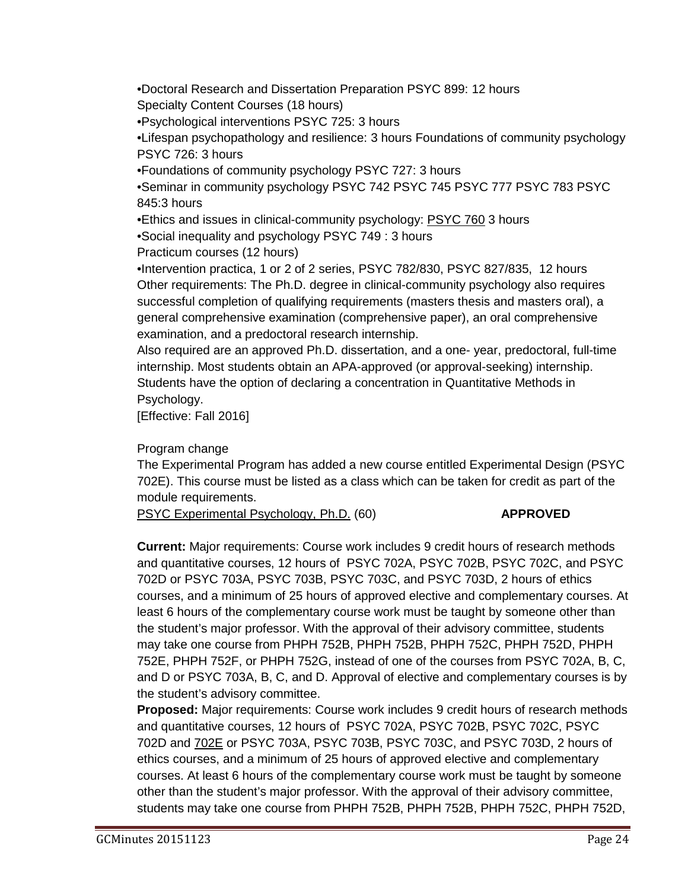•Doctoral Research and Dissertation Preparation PSYC 899: 12 hours
Specialty Content Courses (18 hours)
•Psychological interventions PSYC 725: 3 hours
•Lifespan psychopathology and resilience: 3 hours Foundations of community psychology PSYC 726: 3 hours
•Foundations of community psychology PSYC 727: 3 hours
•Seminar in community psychology PSYC 742 PSYC 745 PSYC 777 PSYC 783 PSYC 845:3 hours
•Ethics and issues in clinical-community psychology: PSYC 760 3 hours
•Social inequality and psychology PSYC 749 : 3 hours
Practicum courses (12 hours)
•Intervention practica, 1 or 2 of 2 series, PSYC 782/830, PSYC 827/835, 12 hours
Other requirements: The Ph.D. degree in clinical-community psychology also requires successful completion of qualifying requirements (masters thesis and masters oral), a general comprehensive examination (comprehensive paper), an oral comprehensive examination, and a predoctoral research internship.
Also required are an approved Ph.D. dissertation, and a one- year, predoctoral, full-time internship. Most students obtain an APA-approved (or approval-seeking) internship.
Students have the option of declaring a concentration in Quantitative Methods in Psychology.
[Effective: Fall 2016]

Program change
The Experimental Program has added a new course entitled Experimental Design (PSYC 702E). This course must be listed as a class which can be taken for credit as part of the module requirements.
PSYC Experimental Psychology, Ph.D. (60) **APPROVED**

**Current:** Major requirements: Course work includes 9 credit hours of research methods and quantitative courses, 12 hours of PSYC 702A, PSYC 702B, PSYC 702C, and PSYC 702D or PSYC 703A, PSYC 703B, PSYC 703C, and PSYC 703D, 2 hours of ethics courses, and a minimum of 25 hours of approved elective and complementary courses. At least 6 hours of the complementary course work must be taught by someone other than the student's major professor. With the approval of their advisory committee, students may take one course from PHPH 752B, PHPH 752B, PHPH 752C, PHPH 752D, PHPH 752E, PHPH 752F, or PHPH 752G, instead of one of the courses from PSYC 702A, B, C, and D or PSYC 703A, B, C, and D. Approval of elective and complementary courses is by the student's advisory committee.
**Proposed:** Major requirements: Course work includes 9 credit hours of research methods and quantitative courses, 12 hours of PSYC 702A, PSYC 702B, PSYC 702C, PSYC 702D and 702E or PSYC 703A, PSYC 703B, PSYC 703C, and PSYC 703D, 2 hours of ethics courses, and a minimum of 25 hours of approved elective and complementary courses. At least 6 hours of the complementary course work must be taught by someone other than the student's major professor. With the approval of their advisory committee, students may take one course from PHPH 752B, PHPH 752B, PHPH 752C, PHPH 752D,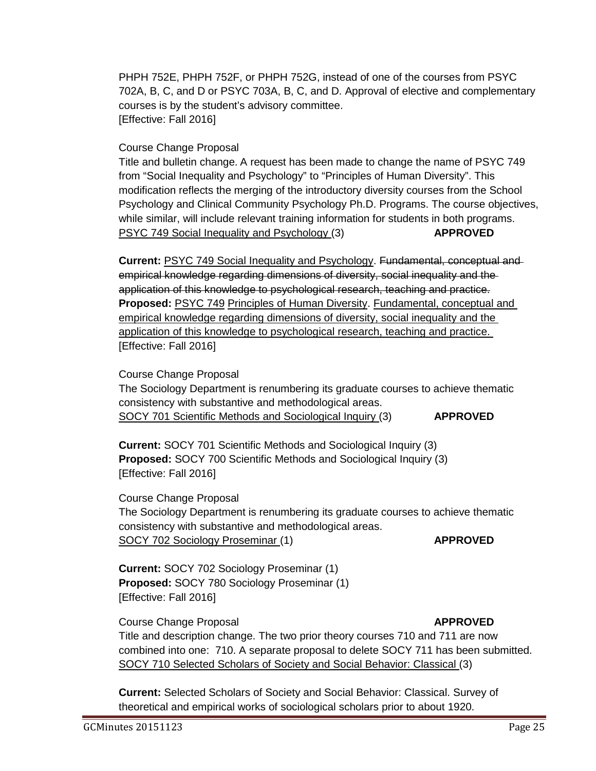PHPH 752E, PHPH 752F, or PHPH 752G, instead of one of the courses from PSYC 702A, B, C, and D or PSYC 703A, B, C, and D. Approval of elective and complementary courses is by the student's advisory committee.
[Effective: Fall 2016]

Course Change Proposal
Title and bulletin change. A request has been made to change the name of PSYC 749 from "Social Inequality and Psychology" to "Principles of Human Diversity". This modification reflects the merging of the introductory diversity courses from the School Psychology and Clinical Community Psychology Ph.D. Programs. The course objectives, while similar, will include relevant training information for students in both programs.
<u>PSYC 749 Social Inequality and Psychology</u> (3) **APPROVED**

**Current:** <u>PSYC 749 Social Inequality and Psychology</u>. ~~Fundamental, conceptual and empirical knowledge regarding dimensions of diversity, social inequality and the application of this knowledge to psychological research, teaching and practice.~~
**Proposed:** <u>PSYC 749</u> <u>Principles of Human Diversity</u>. <u>Fundamental, conceptual and empirical knowledge regarding dimensions of diversity, social inequality and the application of this knowledge to psychological research, teaching and practice.</u>
[Effective: Fall 2016]

Course Change Proposal
The Sociology Department is renumbering its graduate courses to achieve thematic consistency with substantive and methodological areas.
<u>SOCY 701 Scientific Methods and Sociological Inquiry</u> (3) **APPROVED**

**Current:** SOCY 701 Scientific Methods and Sociological Inquiry (3)
**Proposed:** SOCY 700 Scientific Methods and Sociological Inquiry (3)
[Effective: Fall 2016]

Course Change Proposal
The Sociology Department is renumbering its graduate courses to achieve thematic consistency with substantive and methodological areas.
<u>SOCY 702 Sociology Proseminar</u> (1) **APPROVED**

**Current:** SOCY 702 Sociology Proseminar (1)
**Proposed:** SOCY 780 Sociology Proseminar (1)
[Effective: Fall 2016]

Course Change Proposal **APPROVED**
Title and description change. The two prior theory courses 710 and 711 are now combined into one: 710. A separate proposal to delete SOCY 711 has been submitted.
<u>SOCY 710 Selected Scholars of Society and Social Behavior: Classical</u> (3)

**Current:** Selected Scholars of Society and Social Behavior: Classical. Survey of theoretical and empirical works of sociological scholars prior to about 1920.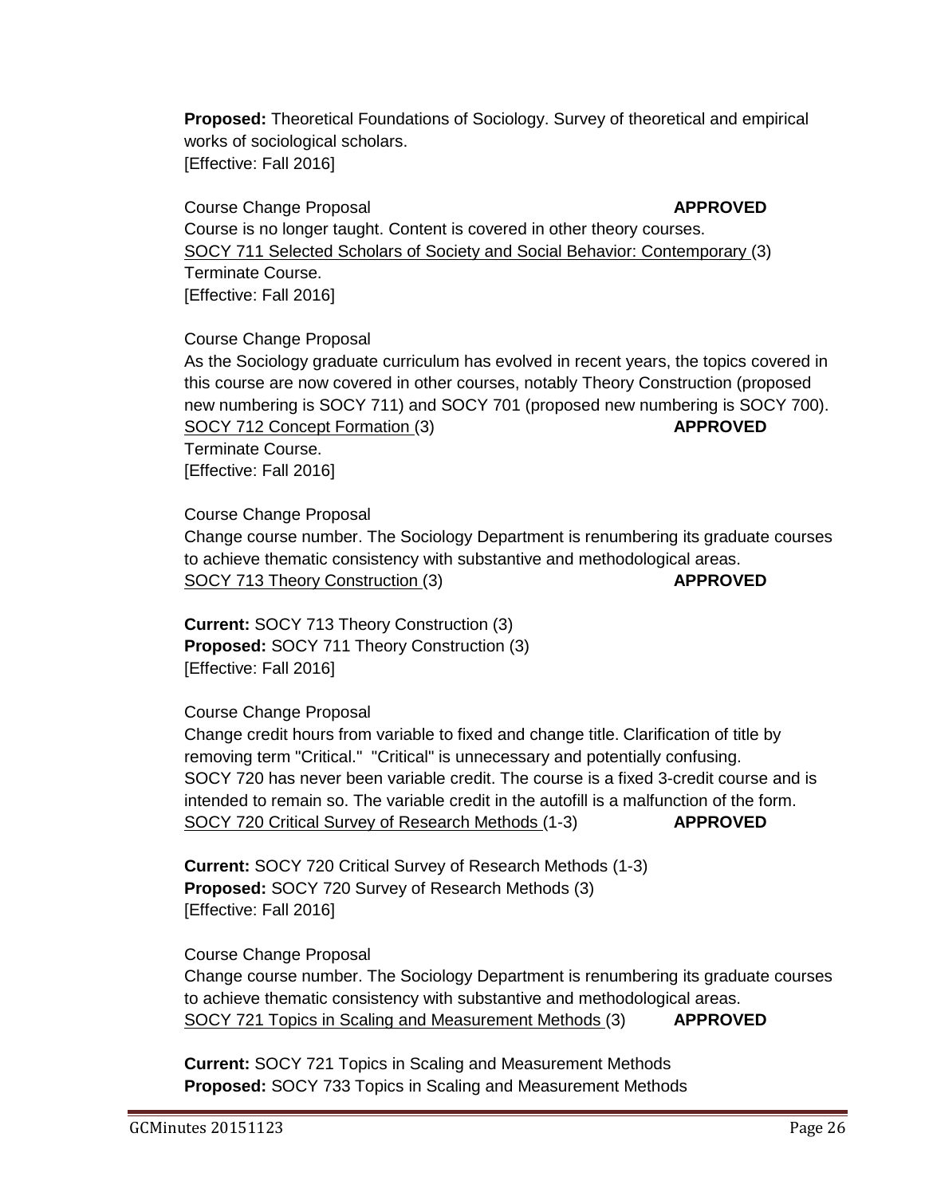**Proposed:** Theoretical Foundations of Sociology. Survey of theoretical and empirical works of sociological scholars.
[Effective: Fall 2016]

Course Change Proposal **APPROVED**
Course is no longer taught. Content is covered in other theory courses.
SOCY 711 Selected Scholars of Society and Social Behavior: Contemporary (3)
Terminate Course.
[Effective: Fall 2016]

Course Change Proposal
As the Sociology graduate curriculum has evolved in recent years, the topics covered in this course are now covered in other courses, notably Theory Construction (proposed new numbering is SOCY 711) and SOCY 701 (proposed new numbering is SOCY 700).
SOCY 712 Concept Formation (3) **APPROVED**
Terminate Course.
[Effective: Fall 2016]

Course Change Proposal
Change course number. The Sociology Department is renumbering its graduate courses to achieve thematic consistency with substantive and methodological areas.
SOCY 713 Theory Construction (3) **APPROVED**

**Current:** SOCY 713 Theory Construction (3)
**Proposed:** SOCY 711 Theory Construction (3)
[Effective: Fall 2016]

Course Change Proposal
Change credit hours from variable to fixed and change title. Clarification of title by removing term "Critical." "Critical" is unnecessary and potentially confusing.
SOCY 720 has never been variable credit. The course is a fixed 3-credit course and is intended to remain so. The variable credit in the autofill is a malfunction of the form.
SOCY 720 Critical Survey of Research Methods (1-3) **APPROVED**

**Current:** SOCY 720 Critical Survey of Research Methods (1-3)
**Proposed:** SOCY 720 Survey of Research Methods (3)
[Effective: Fall 2016]

Course Change Proposal
Change course number. The Sociology Department is renumbering its graduate courses to achieve thematic consistency with substantive and methodological areas.
SOCY 721 Topics in Scaling and Measurement Methods (3) **APPROVED**

**Current:** SOCY 721 Topics in Scaling and Measurement Methods
**Proposed:** SOCY 733 Topics in Scaling and Measurement Methods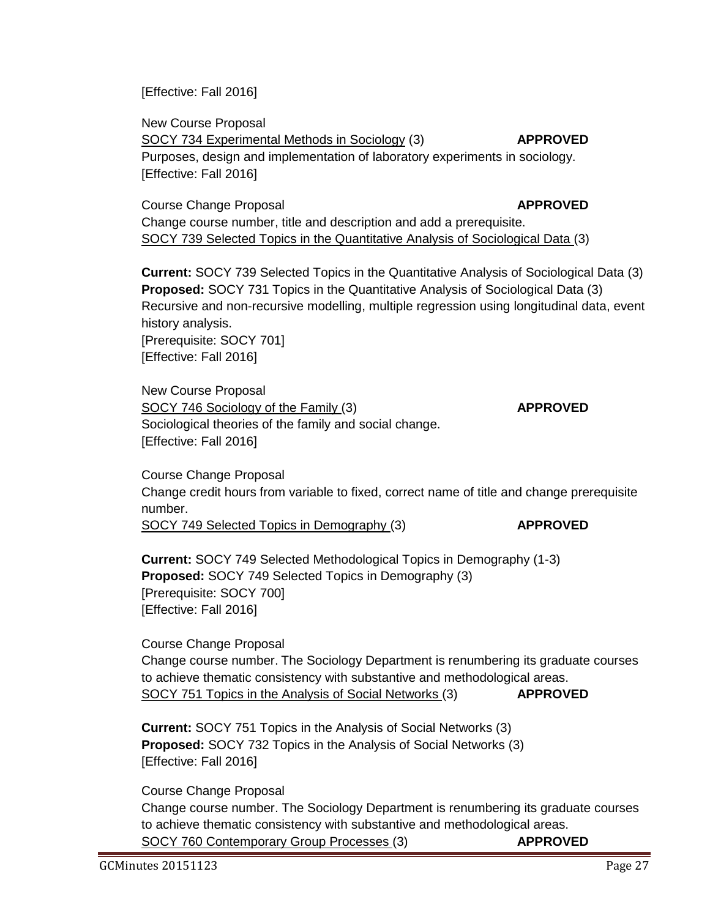[Effective: Fall 2016]

New Course Proposal
<u>SOCY 734 Experimental Methods in Sociology</u> (3) **APPROVED**
Purposes, design and implementation of laboratory experiments in sociology.
[Effective: Fall 2016]

Course Change Proposal **APPROVED**
Change course number, title and description and add a prerequisite.
<u>SOCY 739 Selected Topics in the Quantitative Analysis of Sociological Data</u> (3)

**Current:** SOCY 739 Selected Topics in the Quantitative Analysis of Sociological Data (3)
**Proposed:** SOCY 731 Topics in the Quantitative Analysis of Sociological Data (3)
Recursive and non-recursive modelling, multiple regression using longitudinal data, event history analysis.
[Prerequisite: SOCY 701]
[Effective: Fall 2016]

New Course Proposal
<u>SOCY 746 Sociology of the Family</u> (3) **APPROVED**
Sociological theories of the family and social change.
[Effective: Fall 2016]

Course Change Proposal
Change credit hours from variable to fixed, correct name of title and change prerequisite number.
<u>SOCY 749 Selected Topics in Demography</u> (3) **APPROVED**

**Current:** SOCY 749 Selected Methodological Topics in Demography (1-3)
**Proposed:** SOCY 749 Selected Topics in Demography (3)
[Prerequisite: SOCY 700]
[Effective: Fall 2016]

Course Change Proposal
Change course number. The Sociology Department is renumbering its graduate courses to achieve thematic consistency with substantive and methodological areas.
<u>SOCY 751 Topics in the Analysis of Social Networks</u> (3) **APPROVED**

**Current:** SOCY 751 Topics in the Analysis of Social Networks (3)
**Proposed:** SOCY 732 Topics in the Analysis of Social Networks (3)
[Effective: Fall 2016]

Course Change Proposal
Change course number. The Sociology Department is renumbering its graduate courses to achieve thematic consistency with substantive and methodological areas.
<u>SOCY 760 Contemporary Group Processes</u> (3) **APPROVED**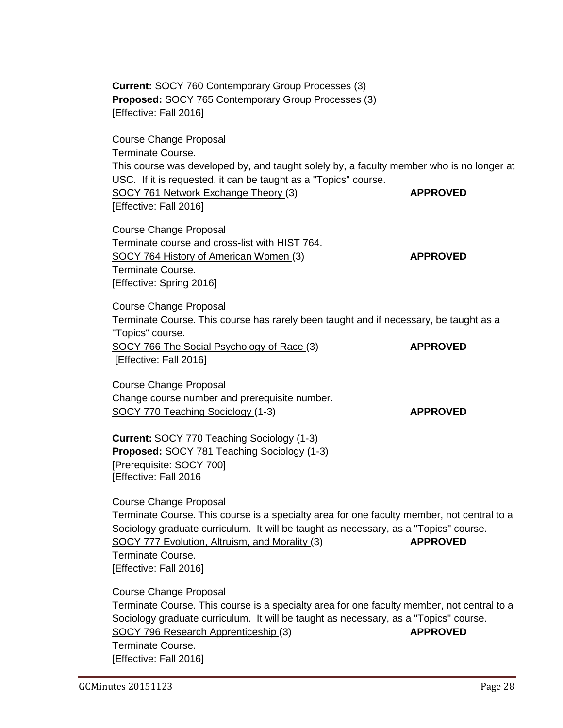**Current:** SOCY 760 Contemporary Group Processes (3)
**Proposed:** SOCY 765 Contemporary Group Processes (3)
[Effective: Fall 2016]

Course Change Proposal
Terminate Course.
This course was developed by, and taught solely by, a faculty member who is no longer at USC. If it is requested, it can be taught as a "Topics" course.
SOCY 761 Network Exchange Theory (3) **APPROVED**
[Effective: Fall 2016]

Course Change Proposal
Terminate course and cross-list with HIST 764.
SOCY 764 History of American Women (3) **APPROVED**
Terminate Course.
[Effective: Spring 2016]

Course Change Proposal
Terminate Course. This course has rarely been taught and if necessary, be taught as a "Topics" course.
SOCY 766 The Social Psychology of Race (3) **APPROVED**
[Effective: Fall 2016]

Course Change Proposal
Change course number and prerequisite number.
SOCY 770 Teaching Sociology (1-3) **APPROVED**

**Current:** SOCY 770 Teaching Sociology (1-3)
**Proposed:** SOCY 781 Teaching Sociology (1-3)
[Prerequisite: SOCY 700]
[Effective: Fall 2016

Course Change Proposal
Terminate Course. This course is a specialty area for one faculty member, not central to a Sociology graduate curriculum. It will be taught as necessary, as a "Topics" course.
SOCY 777 Evolution, Altruism, and Morality (3) **APPROVED**
Terminate Course.
[Effective: Fall 2016]

Course Change Proposal
Terminate Course. This course is a specialty area for one faculty member, not central to a Sociology graduate curriculum. It will be taught as necessary, as a "Topics" course.
SOCY 796 Research Apprenticeship (3) **APPROVED**
Terminate Course.
[Effective: Fall 2016]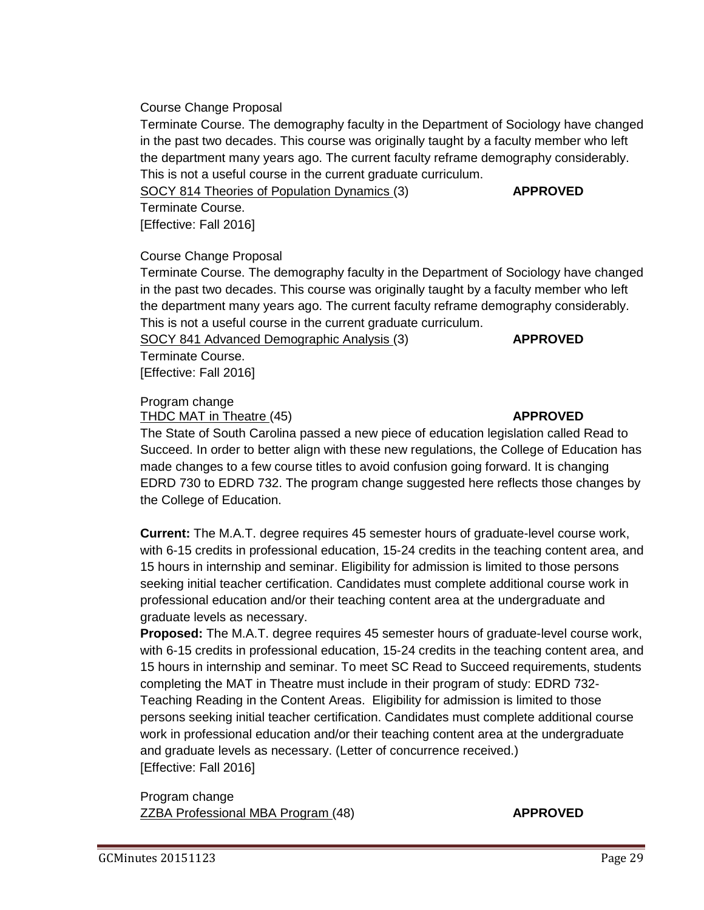Course Change Proposal

Terminate Course. The demography faculty in the Department of Sociology have changed in the past two decades. This course was originally taught by a faculty member who left the department many years ago. The current faculty reframe demography considerably. This is not a useful course in the current graduate curriculum.

SOCY 814 Theories of Population Dynamics (3) **APPROVED**

Terminate Course.

[Effective: Fall 2016]

Course Change Proposal

Terminate Course. The demography faculty in the Department of Sociology have changed in the past two decades. This course was originally taught by a faculty member who left the department many years ago. The current faculty reframe demography considerably. This is not a useful course in the current graduate curriculum.

SOCY 841 Advanced Demographic Analysis (3) **APPROVED**

Terminate Course.

[Effective: Fall 2016]

Program change

THDC MAT in Theatre (45) **APPROVED**

The State of South Carolina passed a new piece of education legislation called Read to Succeed. In order to better align with these new regulations, the College of Education has made changes to a few course titles to avoid confusion going forward. It is changing EDRD 730 to EDRD 732. The program change suggested here reflects those changes by the College of Education.

**Current:** The M.A.T. degree requires 45 semester hours of graduate-level course work, with 6-15 credits in professional education, 15-24 credits in the teaching content area, and 15 hours in internship and seminar. Eligibility for admission is limited to those persons seeking initial teacher certification. Candidates must complete additional course work in professional education and/or their teaching content area at the undergraduate and graduate levels as necessary.

**Proposed:** The M.A.T. degree requires 45 semester hours of graduate-level course work, with 6-15 credits in professional education, 15-24 credits in the teaching content area, and 15 hours in internship and seminar. To meet SC Read to Succeed requirements, students completing the MAT in Theatre must include in their program of study: EDRD 732-Teaching Reading in the Content Areas. Eligibility for admission is limited to those persons seeking initial teacher certification. Candidates must complete additional course work in professional education and/or their teaching content area at the undergraduate and graduate levels as necessary. (Letter of concurrence received.)

[Effective: Fall 2016]

Program change

ZZBA Professional MBA Program (48) **APPROVED**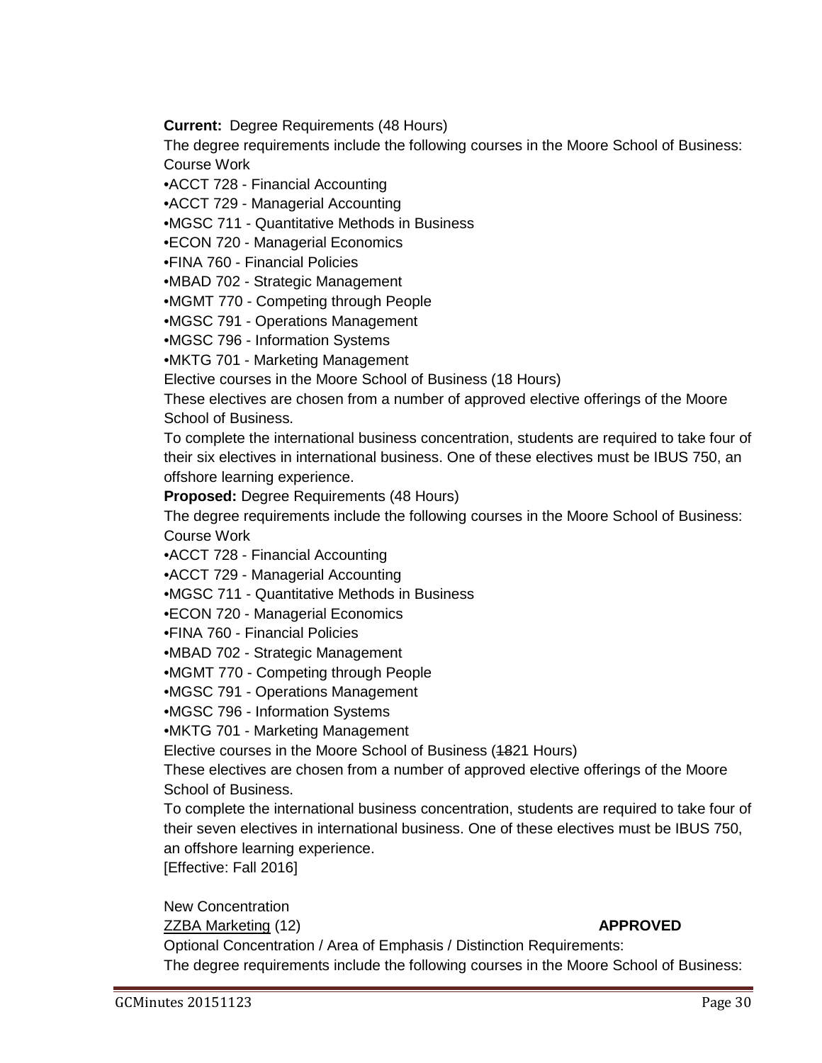**Current:** Degree Requirements (48 Hours)

The degree requirements include the following courses in the Moore School of Business:

Course Work

•ACCT 728 - Financial Accounting

•ACCT 729 - Managerial Accounting

•MGSC 711 - Quantitative Methods in Business

•ECON 720 - Managerial Economics

•FINA 760 - Financial Policies

•MBAD 702 - Strategic Management

•MGMT 770 - Competing through People

•MGSC 791 - Operations Management

•MGSC 796 - Information Systems

•MKTG 701 - Marketing Management

Elective courses in the Moore School of Business (18 Hours)

These electives are chosen from a number of approved elective offerings of the Moore School of Business.

To complete the international business concentration, students are required to take four of their six electives in international business. One of these electives must be IBUS 750, an offshore learning experience.

**Proposed:** Degree Requirements (48 Hours)

The degree requirements include the following courses in the Moore School of Business:

Course Work

•ACCT 728 - Financial Accounting

•ACCT 729 - Managerial Accounting

•MGSC 711 - Quantitative Methods in Business

•ECON 720 - Managerial Economics

•FINA 760 - Financial Policies

•MBAD 702 - Strategic Management

•MGMT 770 - Competing through People

•MGSC 791 - Operations Management

•MGSC 796 - Information Systems

•MKTG 701 - Marketing Management

Elective courses in the Moore School of Business (~~18~~21 Hours)

These electives are chosen from a number of approved elective offerings of the Moore School of Business.

To complete the international business concentration, students are required to take four of their seven electives in international business. One of these electives must be IBUS 750, an offshore learning experience.

[Effective: Fall 2016]

New Concentration

ZZBA Marketing (12) **APPROVED**

Optional Concentration / Area of Emphasis / Distinction Requirements:

The degree requirements include the following courses in the Moore School of Business: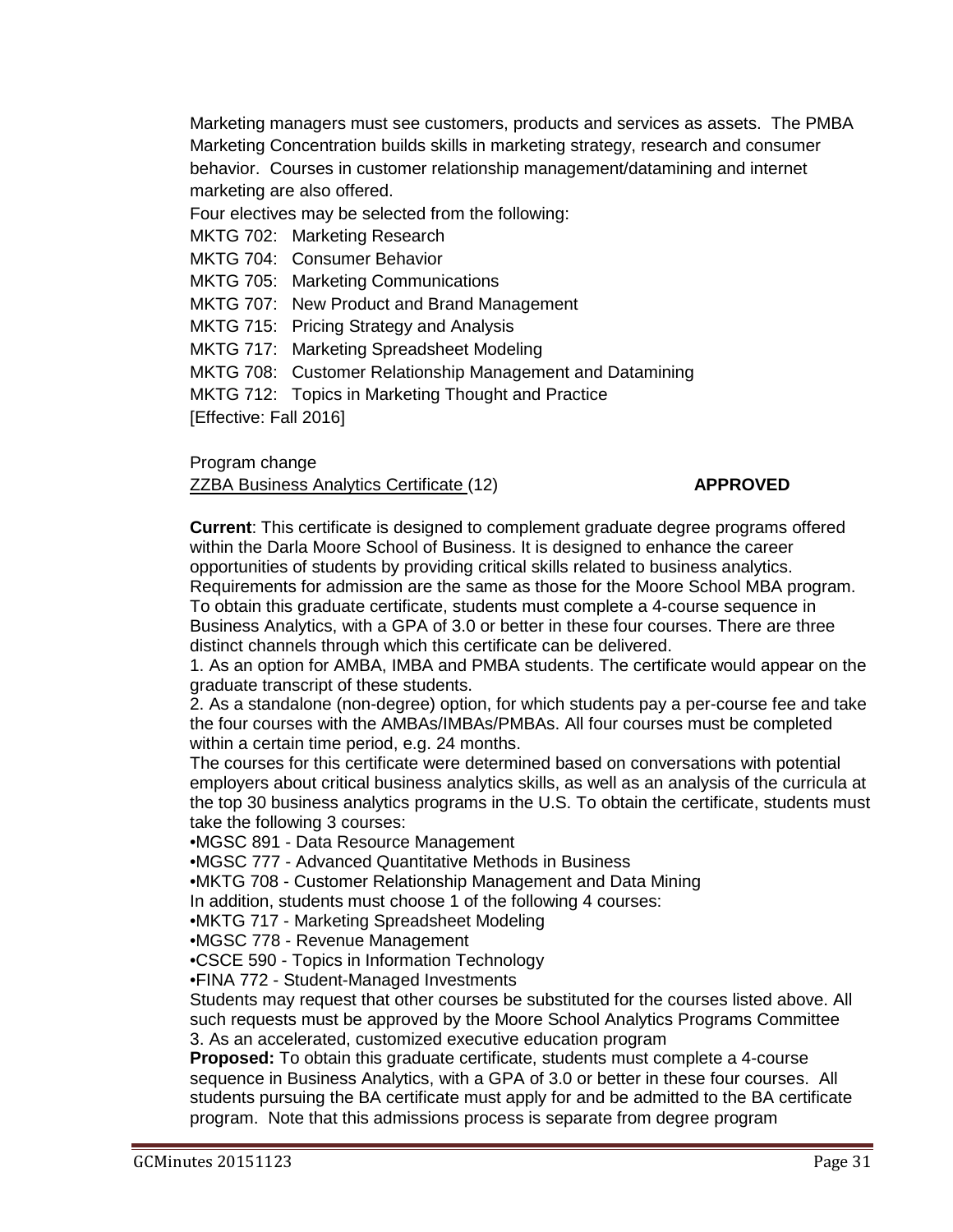Marketing managers must see customers, products and services as assets. The PMBA Marketing Concentration builds skills in marketing strategy, research and consumer behavior. Courses in customer relationship management/datamining and internet marketing are also offered.

Four electives may be selected from the following:

MKTG 702: Marketing Research
MKTG 704: Consumer Behavior
MKTG 705: Marketing Communications
MKTG 707: New Product and Brand Management
MKTG 715: Pricing Strategy and Analysis
MKTG 717: Marketing Spreadsheet Modeling
MKTG 708: Customer Relationship Management and Datamining
MKTG 712: Topics in Marketing Thought and Practice
[Effective: Fall 2016]

Program change
ZZBA Business Analytics Certificate (12) **APPROVED**

**Current**: This certificate is designed to complement graduate degree programs offered within the Darla Moore School of Business. It is designed to enhance the career opportunities of students by providing critical skills related to business analytics. Requirements for admission are the same as those for the Moore School MBA program. To obtain this graduate certificate, students must complete a 4-course sequence in Business Analytics, with a GPA of 3.0 or better in these four courses. There are three distinct channels through which this certificate can be delivered.

1. As an option for AMBA, IMBA and PMBA students. The certificate would appear on the graduate transcript of these students.
2. As a standalone (non-degree) option, for which students pay a per-course fee and take the four courses with the AMBAs/IMBAs/PMBAs. All four courses must be completed within a certain time period, e.g. 24 months.

The courses for this certificate were determined based on conversations with potential employers about critical business analytics skills, as well as an analysis of the curricula at the top 30 business analytics programs in the U.S. To obtain the certificate, students must take the following 3 courses:

•MGSC 891 - Data Resource Management
•MGSC 777 - Advanced Quantitative Methods in Business
•MKTG 708 - Customer Relationship Management and Data Mining

In addition, students must choose 1 of the following 4 courses:

•MKTG 717 - Marketing Spreadsheet Modeling
•MGSC 778 - Revenue Management
•CSCE 590 - Topics in Information Technology
•FINA 772 - Student-Managed Investments

Students may request that other courses be substituted for the courses listed above. All such requests must be approved by the Moore School Analytics Programs Committee

3. As an accelerated, customized executive education program

**Proposed:** To obtain this graduate certificate, students must complete a 4-course sequence in Business Analytics, with a GPA of 3.0 or better in these four courses. All students pursuing the BA certificate must apply for and be admitted to the BA certificate program. Note that this admissions process is separate from degree program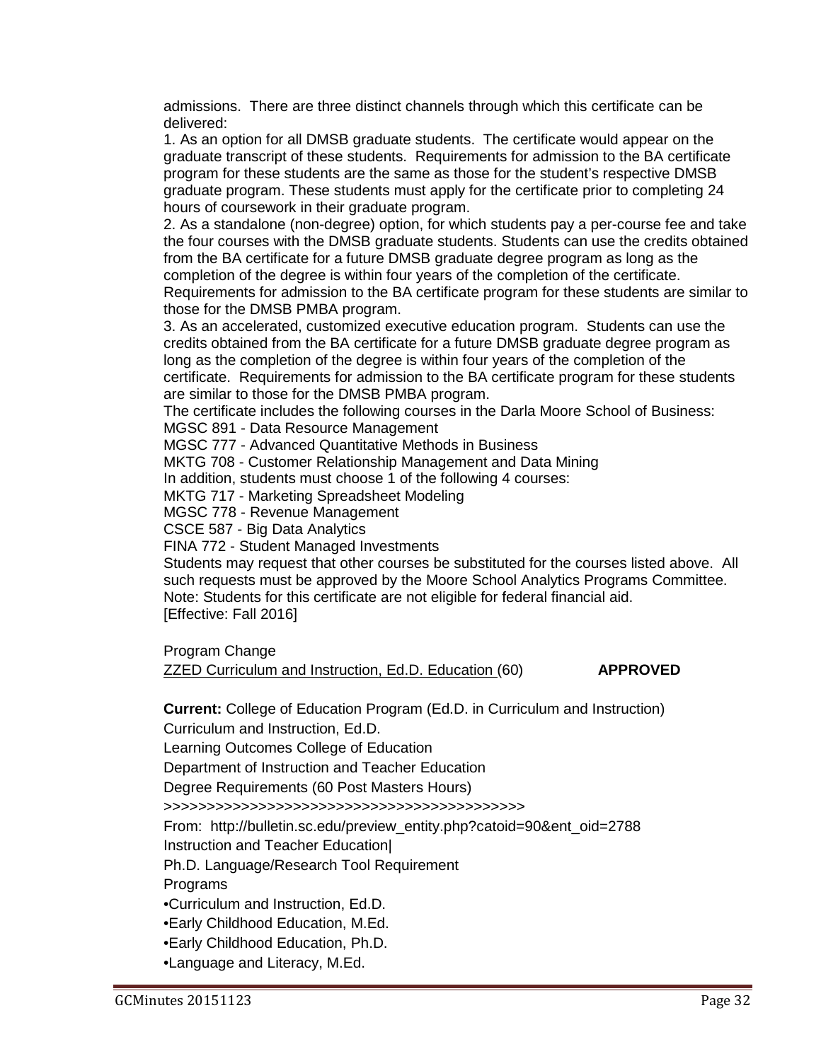admissions. There are three distinct channels through which this certificate can be delivered:

1. As an option for all DMSB graduate students. The certificate would appear on the graduate transcript of these students. Requirements for admission to the BA certificate program for these students are the same as those for the student's respective DMSB graduate program. These students must apply for the certificate prior to completing 24 hours of coursework in their graduate program.
2. As a standalone (non-degree) option, for which students pay a per-course fee and take the four courses with the DMSB graduate students. Students can use the credits obtained from the BA certificate for a future DMSB graduate degree program as long as the completion of the degree is within four years of the completion of the certificate. Requirements for admission to the BA certificate program for these students are similar to those for the DMSB PMBA program.
3. As an accelerated, customized executive education program. Students can use the credits obtained from the BA certificate for a future DMSB graduate degree program as long as the completion of the degree is within four years of the completion of the certificate. Requirements for admission to the BA certificate program for these students are similar to those for the DMSB PMBA program.

The certificate includes the following courses in the Darla Moore School of Business:
MGSC 891 - Data Resource Management
MGSC 777 - Advanced Quantitative Methods in Business
MKTG 708 - Customer Relationship Management and Data Mining
In addition, students must choose 1 of the following 4 courses:
MKTG 717 - Marketing Spreadsheet Modeling
MGSC 778 - Revenue Management
CSCE 587 - Big Data Analytics
FINA 772 - Student Managed Investments
Students may request that other courses be substituted for the courses listed above. All such requests must be approved by the Moore School Analytics Programs Committee.
Note: Students for this certificate are not eligible for federal financial aid.
[Effective: Fall 2016]

Program Change
ZZED Curriculum and Instruction, Ed.D. Education (60) **APPROVED**

**Current:** College of Education Program (Ed.D. in Curriculum and Instruction)

Curriculum and Instruction, Ed.D.

Learning Outcomes College of Education

Department of Instruction and Teacher Education

Degree Requirements (60 Post Masters Hours)

>>>>>>>>>>>>>>>>>>>>>>>>>>>>>>>>>>>>>>>>>>

From: http://bulletin.sc.edu/preview_entity.php?catoid=90&ent_oid=2788

Instruction and Teacher Education|

Ph.D. Language/Research Tool Requirement

Programs

- Curriculum and Instruction, Ed.D.
- Early Childhood Education, M.Ed.
- Early Childhood Education, Ph.D.
- Language and Literacy, M.Ed.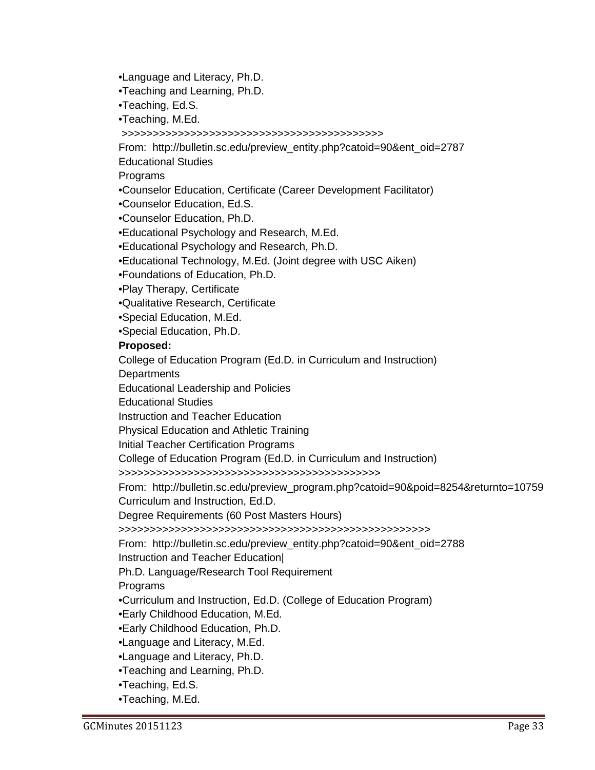•Language and Literacy, Ph.D.
•Teaching and Learning, Ph.D.
•Teaching, Ed.S.
•Teaching, M.Ed.
>>>>>>>>>>>>>>>>>>>>>>>>>>>>>>>>>>>>>>>>>>>>>

From: http://bulletin.sc.edu/preview_entity.php?catoid=90&ent_oid=2787
Educational Studies
Programs
•Counselor Education, Certificate (Career Development Facilitator)
•Counselor Education, Ed.S.
•Counselor Education, Ph.D.
•Educational Psychology and Research, M.Ed.
•Educational Psychology and Research, Ph.D.
•Educational Technology, M.Ed. (Joint degree with USC Aiken)
•Foundations of Education, Ph.D.
•Play Therapy, Certificate
•Qualitative Research, Certificate
•Special Education, M.Ed.
•Special Education, Ph.D.

**Proposed:**

College of Education Program (Ed.D. in Curriculum and Instruction)
Departments
Educational Leadership and Policies
Educational Studies
Instruction and Teacher Education
Physical Education and Athletic Training
Initial Teacher Certification Programs
College of Education Program (Ed.D. in Curriculum and Instruction)
>>>>>>>>>>>>>>>>>>>>>>>>>>>>>>>>>>>>>>>>>>>>>

From: http://bulletin.sc.edu/preview_program.php?catoid=90&poid=8254&returnto=10759
Curriculum and Instruction, Ed.D.
Degree Requirements (60 Post Masters Hours)
>>>>>>>>>>>>>>>>>>>>>>>>>>>>>>>>>>>>>>>>>>>>>>>>>>>>>

From: http://bulletin.sc.edu/preview_entity.php?catoid=90&ent_oid=2788
Instruction and Teacher Education|
Ph.D. Language/Research Tool Requirement
Programs
•Curriculum and Instruction, Ed.D. (College of Education Program)
•Early Childhood Education, M.Ed.
•Early Childhood Education, Ph.D.
•Language and Literacy, M.Ed.
•Language and Literacy, Ph.D.
•Teaching and Learning, Ph.D.
•Teaching, Ed.S.
•Teaching, M.Ed.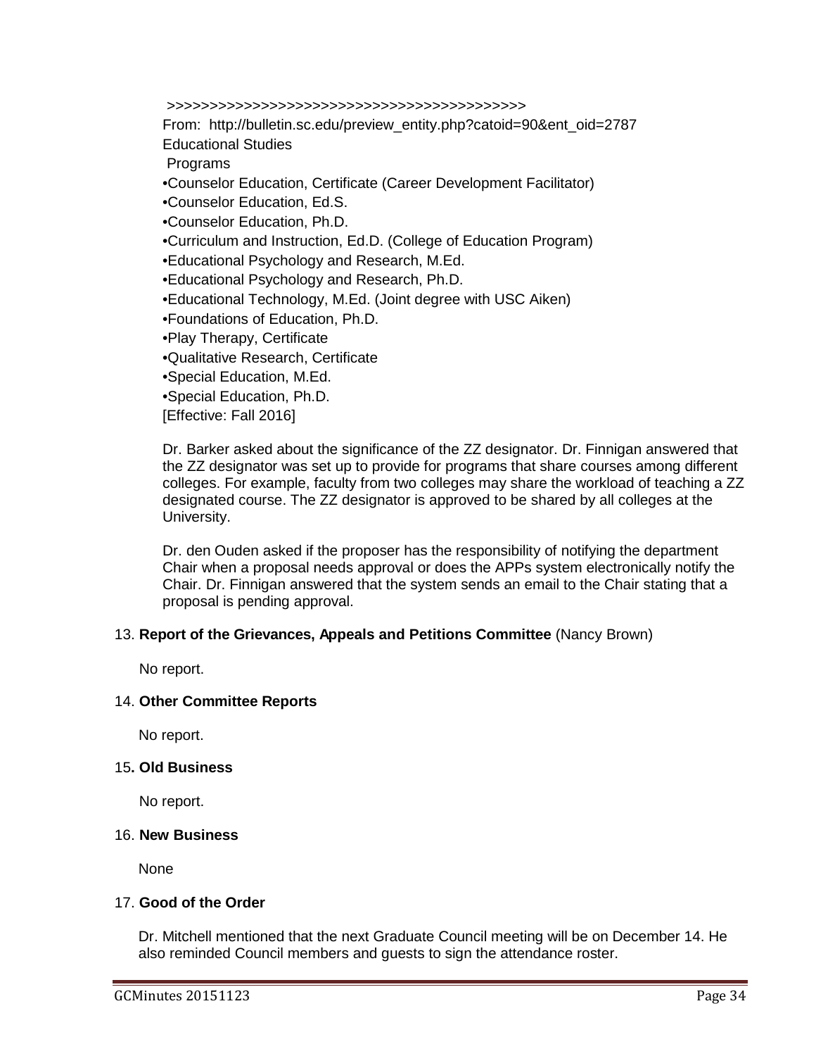>>>>>>>>>>>>>>>>>>>>>>>>>>>>>>>>>>>>>>>>>>>>>>

From: http://bulletin.sc.edu/preview_entity.php?catoid=90&ent_oid=2787

Educational Studies

Programs

- Counselor Education, Certificate (Career Development Facilitator)
- Counselor Education, Ed.S.
- Counselor Education, Ph.D.
- Curriculum and Instruction, Ed.D. (College of Education Program)
- Educational Psychology and Research, M.Ed.
- Educational Psychology and Research, Ph.D.
- Educational Technology, M.Ed. (Joint degree with USC Aiken)
- Foundations of Education, Ph.D.
- Play Therapy, Certificate
- Qualitative Research, Certificate
- Special Education, M.Ed.
- Special Education, Ph.D.

[Effective: Fall 2016]

Dr. Barker asked about the significance of the ZZ designator. Dr. Finnigan answered that the ZZ designator was set up to provide for programs that share courses among different colleges. For example, faculty from two colleges may share the workload of teaching a ZZ designated course. The ZZ designator is approved to be shared by all colleges at the University.

Dr. den Ouden asked if the proposer has the responsibility of notifying the department Chair when a proposal needs approval or does the APPs system electronically notify the Chair. Dr. Finnigan answered that the system sends an email to the Chair stating that a proposal is pending approval.

13. **Report of the Grievances, Appeals and Petitions Committee** (Nancy Brown)

No report.

14. **Other Committee Reports**

No report.

15**. Old Business**

No report.

16. **New Business**

None

17. **Good of the Order**

Dr. Mitchell mentioned that the next Graduate Council meeting will be on December 14. He also reminded Council members and guests to sign the attendance roster.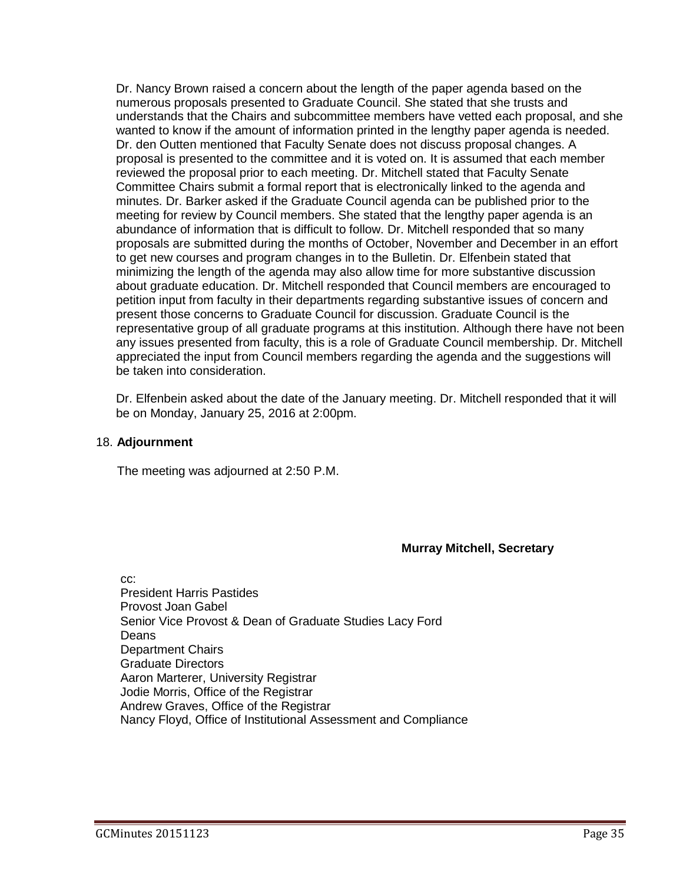Dr. Nancy Brown raised a concern about the length of the paper agenda based on the numerous proposals presented to Graduate Council. She stated that she trusts and understands that the Chairs and subcommittee members have vetted each proposal, and she wanted to know if the amount of information printed in the lengthy paper agenda is needed. Dr. den Outten mentioned that Faculty Senate does not discuss proposal changes. A proposal is presented to the committee and it is voted on. It is assumed that each member reviewed the proposal prior to each meeting. Dr. Mitchell stated that Faculty Senate Committee Chairs submit a formal report that is electronically linked to the agenda and minutes. Dr. Barker asked if the Graduate Council agenda can be published prior to the meeting for review by Council members. She stated that the lengthy paper agenda is an abundance of information that is difficult to follow. Dr. Mitchell responded that so many proposals are submitted during the months of October, November and December in an effort to get new courses and program changes in to the Bulletin. Dr. Elfenbein stated that minimizing the length of the agenda may also allow time for more substantive discussion about graduate education. Dr. Mitchell responded that Council members are encouraged to petition input from faculty in their departments regarding substantive issues of concern and present those concerns to Graduate Council for discussion. Graduate Council is the representative group of all graduate programs at this institution. Although there have not been any issues presented from faculty, this is a role of Graduate Council membership. Dr. Mitchell appreciated the input from Council members regarding the agenda and the suggestions will be taken into consideration.

Dr. Elfenbein asked about the date of the January meeting. Dr. Mitchell responded that it will be on Monday, January 25, 2016 at 2:00pm.

18. **Adjournment**

The meeting was adjourned at 2:50 P.M.

**Murray Mitchell, Secretary**

cc:
President Harris Pastides
Provost Joan Gabel
Senior Vice Provost & Dean of Graduate Studies Lacy Ford
Deans
Department Chairs
Graduate Directors
Aaron Marterer, University Registrar
Jodie Morris, Office of the Registrar
Andrew Graves, Office of the Registrar
Nancy Floyd, Office of Institutional Assessment and Compliance